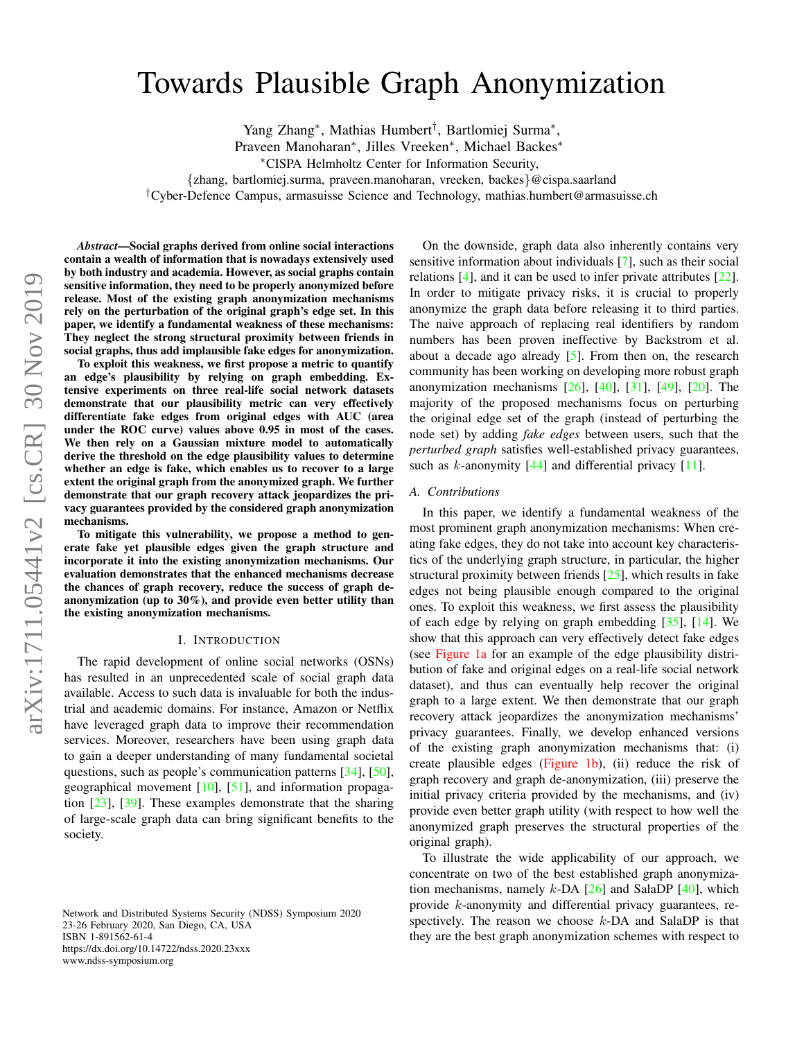# Towards Plausible Graph Anonymization

Yang Zhang*, Mathias Humbert†, Bartlomiej Surma*, Praveen Manoharan*, Jilles Vreeken*, Michael Backes*

*CISPA Helmholtz Center for Information Security,
{zhang, bartlomiej.surma, praveen.manoharan, vreeken, backes}@cispa.saarland

†Cyber-Defence Campus, armasuisse Science and Technology, mathias.humbert@armasuisse.ch

***Abstract*—Social graphs derived from online social interactions contain a wealth of information that is nowadays extensively used by both industry and academia. However, as social graphs contain sensitive information, they need to be properly anonymized before release. Most of the existing graph anonymization mechanisms rely on the perturbation of the original graph's edge set. In this paper, we identify a fundamental weakness of these mechanisms: They neglect the strong structural proximity between friends in social graphs, thus add implausible fake edges for anonymization.**

**To exploit this weakness, we first propose a metric to quantify an edge's plausibility by relying on graph embedding. Extensive experiments on three real-life social network datasets demonstrate that our plausibility metric can very effectively differentiate fake edges from original edges with AUC (area under the ROC curve) values above 0.95 in most of the cases. We then rely on a Gaussian mixture model to automatically derive the threshold on the edge plausibility values to determine whether an edge is fake, which enables us to recover to a large extent the original graph from the anonymized graph. We further demonstrate that our graph recovery attack jeopardizes the privacy guarantees provided by the considered graph anonymization mechanisms.**

**To mitigate this vulnerability, we propose a method to generate fake yet plausible edges given the graph structure and incorporate it into the existing anonymization mechanisms. Our evaluation demonstrates that the enhanced mechanisms decrease the chances of graph recovery, reduce the success of graph de-anonymization (up to 30%), and provide even better utility than the existing anonymization mechanisms.**

## I. Introduction

The rapid development of online social networks (OSNs) has resulted in an unprecedented scale of social graph data available. Access to such data is invaluable for both the industrial and academic domains. For instance, Amazon or Netflix have leveraged graph data to improve their recommendation services. Moreover, researchers have been using graph data to gain a deeper understanding of many fundamental societal questions, such as people's communication patterns [34], [50], geographical movement [10], [51], and information propagation [23], [39]. These examples demonstrate that the sharing of large-scale graph data can bring significant benefits to the society.

On the downside, graph data also inherently contains very sensitive information about individuals [7], such as their social relations [4], and it can be used to infer private attributes [22]. In order to mitigate privacy risks, it is crucial to properly anonymize the graph data before releasing it to third parties. The naive approach of replacing real identifiers by random numbers has been proven ineffective by Backstrom et al. about a decade ago already [5]. From then on, the research community has been working on developing more robust graph anonymization mechanisms [26], [40], [31], [49], [20]. The majority of the proposed mechanisms focus on perturbing the original edge set of the graph (instead of perturbing the node set) by adding *fake edges* between users, such that the *perturbed graph* satisfies well-established privacy guarantees, such as $k$-anonymity [44] and differential privacy [11].

### A. Contributions

In this paper, we identify a fundamental weakness of the most prominent graph anonymization mechanisms: When creating fake edges, they do not take into account key characteristics of the underlying graph structure, in particular, the higher structural proximity between friends [25], which results in fake edges not being plausible enough compared to the original ones. To exploit this weakness, we first assess the plausibility of each edge by relying on graph embedding [35], [14]. We show that this approach can very effectively detect fake edges (see Figure 1a for an example of the edge plausibility distribution of fake and original edges on a real-life social network dataset), and thus can eventually help recover the original graph to a large extent. We then demonstrate that our graph recovery attack jeopardizes the anonymization mechanisms' privacy guarantees. Finally, we develop enhanced versions of the existing graph anonymization mechanisms that: (i) create plausible edges (Figure 1b), (ii) reduce the risk of graph recovery and graph de-anonymization, (iii) preserve the initial privacy criteria provided by the mechanisms, and (iv) provide even better graph utility (with respect to how well the anonymized graph preserves the structural properties of the original graph).

To illustrate the wide applicability of our approach, we concentrate on two of the best established graph anonymization mechanisms, namely $k$-DA [26] and SalaDP [40], which provide $k$-anonymity and differential privacy guarantees, respectively. The reason we choose $k$-DA and SalaDP is that they are the best graph anonymization schemes with respect to

Network and Distributed Systems Security (NDSS) Symposium 2020
23-26 February 2020, San Diego, CA, USA
ISBN 1-891562-61-4
https://dx.doi.org/10.14722/ndss.2020.23xxx
www.ndss-symposium.org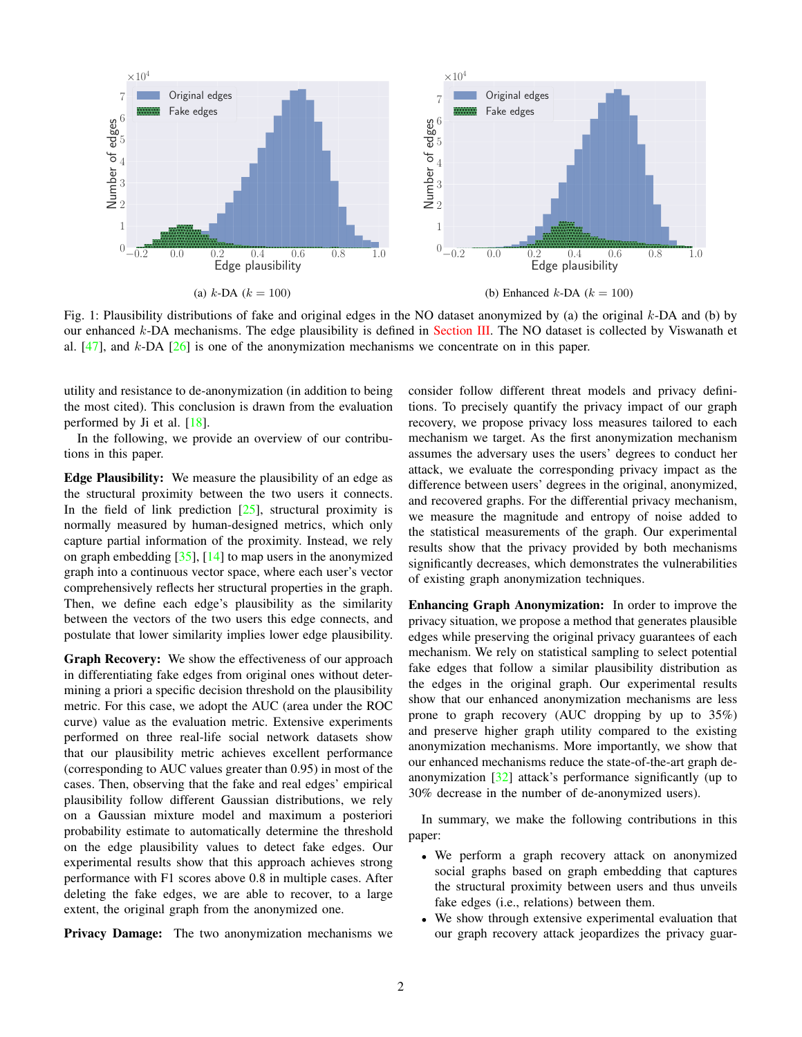(a) $k$-DA ($k = 100$)

(b) Enhanced $k$-DA ($k = 100$)

Fig. 1: Plausibility distributions of fake and original edges in the NO dataset anonymized by (a) the original $k$-DA and (b) by our enhanced $k$-DA mechanisms. The edge plausibility is defined in Section III. The NO dataset is collected by Viswanath et al. [47], and $k$-DA [26] is one of the anonymization mechanisms we concentrate on in this paper.

utility and resistance to de-anonymization (in addition to being the most cited). This conclusion is drawn from the evaluation performed by Ji et al. [18].

In the following, we provide an overview of our contributions in this paper.

**Edge Plausibility:** We measure the plausibility of an edge as the structural proximity between the two users it connects. In the field of link prediction [25], structural proximity is normally measured by human-designed metrics, which only capture partial information of the proximity. Instead, we rely on graph embedding [35], [14] to map users in the anonymized graph into a continuous vector space, where each user's vector comprehensively reflects her structural properties in the graph. Then, we define each edge's plausibility as the similarity between the vectors of the two users this edge connects, and postulate that lower similarity implies lower edge plausibility.

**Graph Recovery:** We show the effectiveness of our approach in differentiating fake edges from original ones without determining a priori a specific decision threshold on the plausibility metric. For this case, we adopt the AUC (area under the ROC curve) value as the evaluation metric. Extensive experiments performed on three real-life social network datasets show that our plausibility metric achieves excellent performance (corresponding to AUC values greater than 0.95) in most of the cases. Then, observing that the fake and real edges' empirical plausibility follow different Gaussian distributions, we rely on a Gaussian mixture model and maximum a posteriori probability estimate to automatically determine the threshold on the edge plausibility values to detect fake edges. Our experimental results show that this approach achieves strong performance with F1 scores above 0.8 in multiple cases. After deleting the fake edges, we are able to recover, to a large extent, the original graph from the anonymized one.

**Privacy Damage:** The two anonymization mechanisms we consider follow different threat models and privacy definitions. To precisely quantify the privacy impact of our graph recovery, we propose privacy loss measures tailored to each mechanism we target. As the first anonymization mechanism assumes the adversary uses the users' degrees to conduct her attack, we evaluate the corresponding privacy impact as the difference between users' degrees in the original, anonymized, and recovered graphs. For the differential privacy mechanism, we measure the magnitude and entropy of noise added to the statistical measurements of the graph. Our experimental results show that the privacy provided by both mechanisms significantly decreases, which demonstrates the vulnerabilities of existing graph anonymization techniques.

**Enhancing Graph Anonymization:** In order to improve the privacy situation, we propose a method that generates plausible edges while preserving the original privacy guarantees of each mechanism. We rely on statistical sampling to select potential fake edges that follow a similar plausibility distribution as the edges in the original graph. Our experimental results show that our enhanced anonymization mechanisms are less prone to graph recovery (AUC dropping by up to 35%) and preserve higher graph utility compared to the existing anonymization mechanisms. More importantly, we show that our enhanced mechanisms reduce the state-of-the-art graph de-anonymization [32] attack's performance significantly (up to 30% decrease in the number of de-anonymized users).

In summary, we make the following contributions in this paper:

- We perform a graph recovery attack on anonymized social graphs based on graph embedding that captures the structural proximity between users and thus unveils fake edges (i.e., relations) between them.
- We show through extensive experimental evaluation that our graph recovery attack jeopardizes the privacy guar-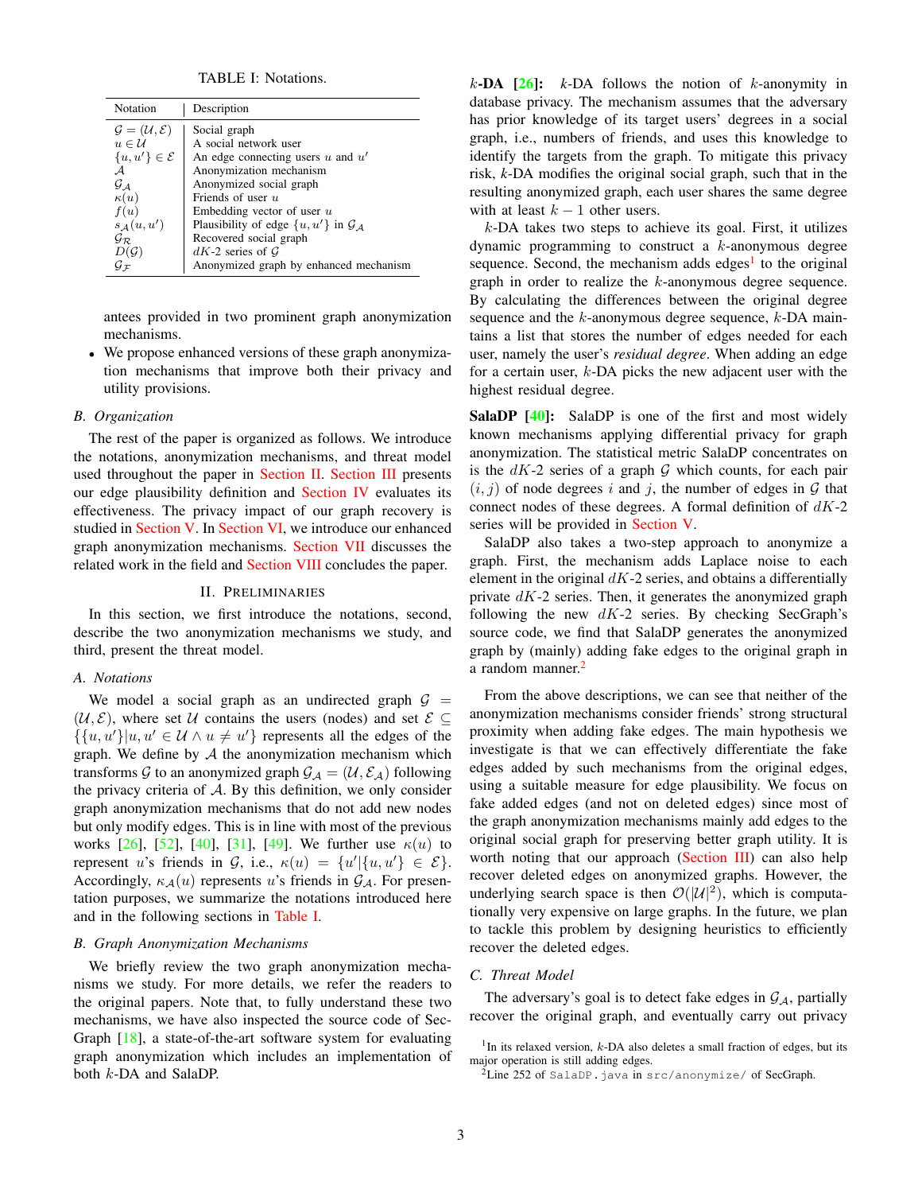TABLE I: Notations.

| Notation | Description |
|---|---|
| $\mathcal{G} = (\mathcal{U}, \mathcal{E})$ | Social graph |
| $u \in \mathcal{U}$ | A social network user |
| $\{u, u'\} \in \mathcal{E}$ | An edge connecting users $u$ and $u'$ |
| $\mathcal{A}$ | Anonymization mechanism |
| $\mathcal{G}_{\mathcal{A}}$ | Anonymized social graph |
| $\kappa(u)$ | Friends of user $u$ |
| $f(u)$ | Embedding vector of user $u$ |
| $s_{\mathcal{A}}(u, u')$ | Plausibility of edge $\{u, u'\}$ in $\mathcal{G}_{\mathcal{A}}$ |
| $\mathcal{G}_{\mathcal{R}}$ | Recovered social graph |
| $D(\mathcal{G})$ | $dK$-2 series of $\mathcal{G}$ |
| $\mathcal{G}_{\mathcal{F}}$ | Anonymized graph by enhanced mechanism |

antees provided in two prominent graph anonymization mechanisms.

- We propose enhanced versions of these graph anonymization mechanisms that improve both their privacy and utility provisions.

### B. Organization

The rest of the paper is organized as follows. We introduce the notations, anonymization mechanisms, and threat model used throughout the paper in Section II. Section III presents our edge plausibility definition and Section IV evaluates its effectiveness. The privacy impact of our graph recovery is studied in Section V. In Section VI, we introduce our enhanced graph anonymization mechanisms. Section VII discusses the related work in the field and Section VIII concludes the paper.

## II. Preliminaries

In this section, we first introduce the notations, second, describe the two anonymization mechanisms we study, and third, present the threat model.

### A. Notations

We model a social graph as an undirected graph $\mathcal{G} = (\mathcal{U}, \mathcal{E})$, where set $\mathcal{U}$ contains the users (nodes) and set $\mathcal{E} \subseteq \{\{u, u'\} | u, u' \in \mathcal{U} \wedge u \neq u'\}$ represents all the edges of the graph. We define by $\mathcal{A}$ the anonymization mechanism which transforms $\mathcal{G}$ to an anonymized graph $\mathcal{G}_{\mathcal{A}} = (\mathcal{U}, \mathcal{E}_{\mathcal{A}})$ following the privacy criteria of $\mathcal{A}$. By this definition, we only consider graph anonymization mechanisms that do not add new nodes but only modify edges. This is in line with most of the previous works [26], [52], [40], [31], [49]. We further use $\kappa(u)$ to represent $u$'s friends in $\mathcal{G}$, i.e., $\kappa(u) = \{u' | \{u, u'\} \in \mathcal{E}\}$. Accordingly, $\kappa_{\mathcal{A}}(u)$ represents $u$'s friends in $\mathcal{G}_{\mathcal{A}}$. For presentation purposes, we summarize the notations introduced here and in the following sections in Table I.

### B. Graph Anonymization Mechanisms

We briefly review the two graph anonymization mechanisms we study. For more details, we refer the readers to the original papers. Note that, to fully understand these two mechanisms, we have also inspected the source code of SecGraph [18], a state-of-the-art software system for evaluating graph anonymization which includes an implementation of both $k$-DA and SalaDP.

**$k$-DA [26]:** $k$-DA follows the notion of $k$-anonymity in database privacy. The mechanism assumes that the adversary has prior knowledge of its target users' degrees in a social graph, i.e., numbers of friends, and uses this knowledge to identify the targets from the graph. To mitigate this privacy risk, $k$-DA modifies the original social graph, such that in the resulting anonymized graph, each user shares the same degree with at least $k-1$ other users.

$k$-DA takes two steps to achieve its goal. First, it utilizes dynamic programming to construct a $k$-anonymous degree sequence. Second, the mechanism adds edges[1] to the original graph in order to realize the $k$-anonymous degree sequence. By calculating the differences between the original degree sequence and the $k$-anonymous degree sequence, $k$-DA maintains a list that stores the number of edges needed for each user, namely the user's *residual degree*. When adding an edge for a certain user, $k$-DA picks the new adjacent user with the highest residual degree.

**SalaDP [40]:** SalaDP is one of the first and most widely known mechanisms applying differential privacy for graph anonymization. The statistical metric SalaDP concentrates on is the $dK$-2 series of a graph $\mathcal{G}$ which counts, for each pair $(i, j)$ of node degrees $i$ and $j$, the number of edges in $\mathcal{G}$ that connect nodes of these degrees. A formal definition of $dK$-2 series will be provided in Section V.

SalaDP also takes a two-step approach to anonymize a graph. First, the mechanism adds Laplace noise to each element in the original $dK$-2 series, and obtains a differentially private $dK$-2 series. Then, it generates the anonymized graph following the new $dK$-2 series. By checking SecGraph's source code, we find that SalaDP generates the anonymized graph by (mainly) adding fake edges to the original graph in a random manner.[2]

From the above descriptions, we can see that neither of the anonymization mechanisms consider friends' strong structural proximity when adding fake edges. The main hypothesis we investigate is that we can effectively differentiate the fake edges added by such mechanisms from the original edges, using a suitable measure for edge plausibility. We focus on fake added edges (and not on deleted edges) since most of the graph anonymization mechanisms mainly add edges to the original social graph for preserving better graph utility. It is worth noting that our approach (Section III) can also help recover deleted edges on anonymized graphs. However, the underlying search space is then $\mathcal{O}(|\mathcal{U}|^2)$, which is computationally very expensive on large graphs. In the future, we plan to tackle this problem by designing heuristics to efficiently recover the deleted edges.

### C. Threat Model

The adversary's goal is to detect fake edges in $\mathcal{G}_{\mathcal{A}}$, partially recover the original graph, and eventually carry out privacy

[1] In its relaxed version, $k$-DA also deletes a small fraction of edges, but its major operation is still adding edges.

[2] Line 252 of `SalaDP.java` in `src/anonymize/` of SecGraph.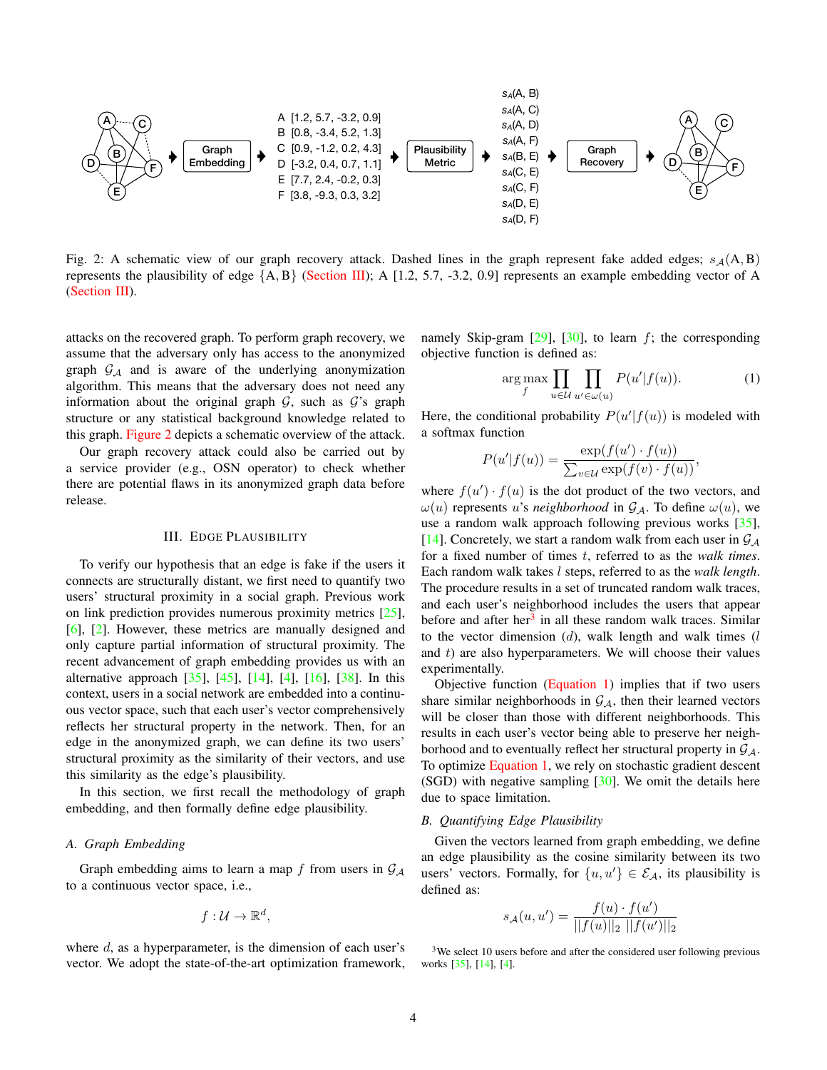Fig. 2: A schematic view of our graph recovery attack. Dashed lines in the graph represent fake added edges; $s_{\mathcal{A}}(\text{A}, \text{B})$ represents the plausibility of edge $\{\text{A}, \text{B}\}$ (Section III); A [1.2, 5.7, -3.2, 0.9] represents an example embedding vector of A (Section III).

attacks on the recovered graph. To perform graph recovery, we assume that the adversary only has access to the anonymized graph $\mathcal{G}_{\mathcal{A}}$ and is aware of the underlying anonymization algorithm. This means that the adversary does not need any information about the original graph $\mathcal{G}$, such as $\mathcal{G}$'s graph structure or any statistical background knowledge related to this graph. Figure 2 depicts a schematic overview of the attack.

Our graph recovery attack could also be carried out by a service provider (e.g., OSN operator) to check whether there are potential flaws in its anonymized graph data before release.

## III. Edge Plausibility

To verify our hypothesis that an edge is fake if the users it connects are structurally distant, we first need to quantify two users' structural proximity in a social graph. Previous work on link prediction provides numerous proximity metrics [25], [6], [2]. However, these metrics are manually designed and only capture partial information of structural proximity. The recent advancement of graph embedding provides us with an alternative approach [35], [45], [14], [4], [16], [38]. In this context, users in a social network are embedded into a continuous vector space, such that each user's vector comprehensively reflects her structural property in the network. Then, for an edge in the anonymized graph, we can define its two users' structural proximity as the similarity of their vectors, and use this similarity as the edge's plausibility.

In this section, we first recall the methodology of graph embedding, and then formally define edge plausibility.

### A. Graph Embedding

Graph embedding aims to learn a map $f$ from users in $\mathcal{G}_{\mathcal{A}}$ to a continuous vector space, i.e.,

$$f : \mathcal{U} \rightarrow \mathbb{R}^d,$$

where $d$, as a hyperparameter, is the dimension of each user's vector. We adopt the state-of-the-art optimization framework, namely Skip-gram [29], [30], to learn $f$; the corresponding objective function is defined as:

$$\arg\max_{f} \prod_{u \in \mathcal{U}} \prod_{u' \in \omega(u)} P(u'|f(u)). \quad (1)$$

Here, the conditional probability $P(u'|f(u))$ is modeled with a softmax function

$$P(u'|f(u)) = \frac{\exp(f(u') \cdot f(u))}{\sum_{v \in \mathcal{U}} \exp(f(v) \cdot f(u))},$$

where $f(u') \cdot f(u)$ is the dot product of the two vectors, and $\omega(u)$ represents $u$'s *neighborhood* in $\mathcal{G}_{\mathcal{A}}$. To define $\omega(u)$, we use a random walk approach following previous works [35], [14]. Concretely, we start a random walk from each user in $\mathcal{G}_{\mathcal{A}}$ for a fixed number of times $t$, referred to as the *walk times*. Each random walk takes $l$ steps, referred to as the *walk length*. The procedure results in a set of truncated random walk traces, and each user's neighborhood includes the users that appear before and after her[3] in all these random walk traces. Similar to the vector dimension ($d$), walk length and walk times ($l$ and $t$) are also hyperparameters. We will choose their values experimentally.

Objective function (Equation 1) implies that if two users share similar neighborhoods in $\mathcal{G}_{\mathcal{A}}$, then their learned vectors will be closer than those with different neighborhoods. This results in each user's vector being able to preserve her neighborhood and to eventually reflect her structural property in $\mathcal{G}_{\mathcal{A}}$. To optimize Equation 1, we rely on stochastic gradient descent (SGD) with negative sampling [30]. We omit the details here due to space limitation.

### B. Quantifying Edge Plausibility

Given the vectors learned from graph embedding, we define an edge plausibility as the cosine similarity between its two users' vectors. Formally, for $\{u, u'\} \in \mathcal{E}_{\mathcal{A}}$, its plausibility is defined as:

$$s_{\mathcal{A}}(u, u') = \frac{f(u) \cdot f(u')}{||f(u)||_2 \; ||f(u')||_2}$$

[3] We select 10 users before and after the considered user following previous works [35], [14], [4].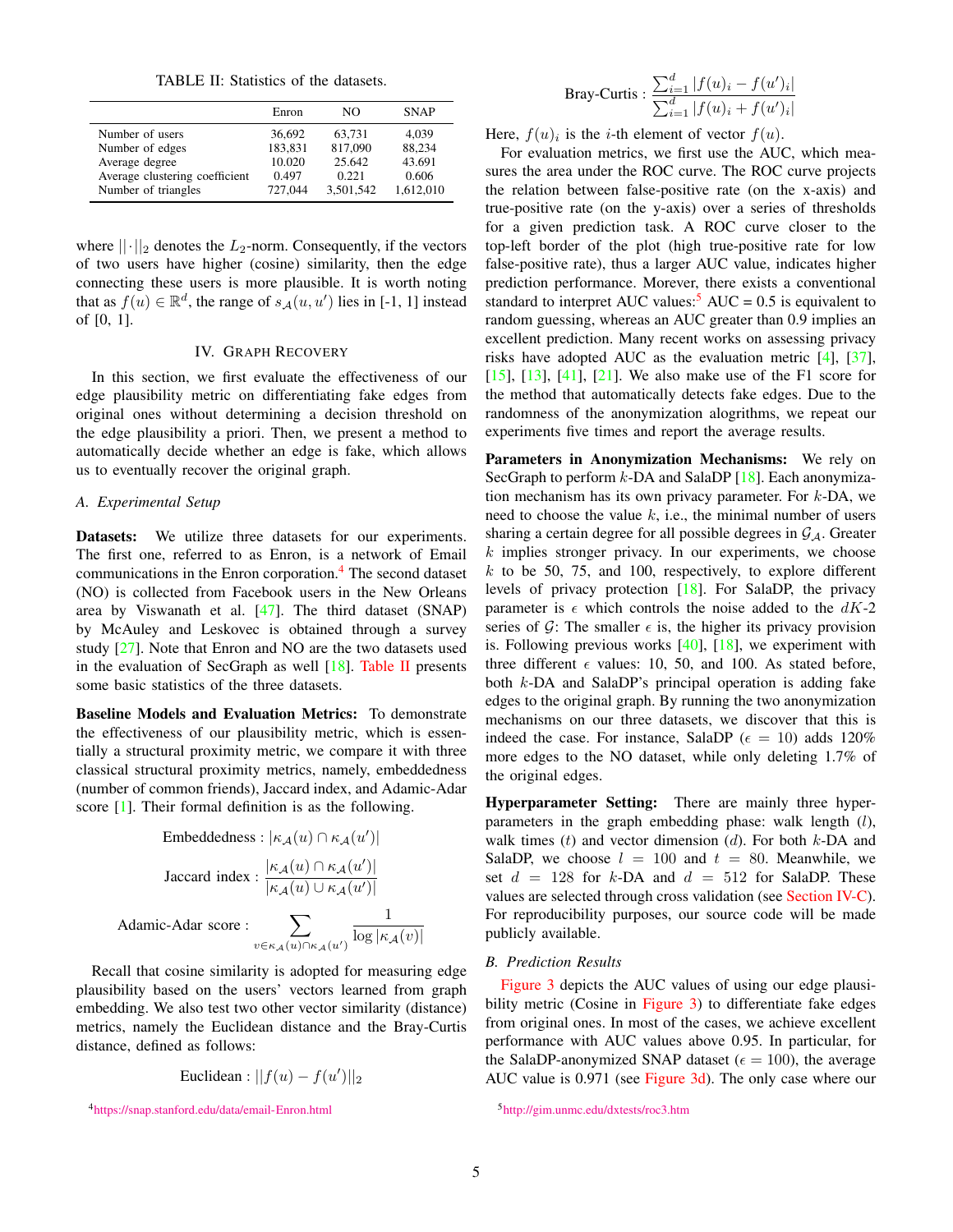TABLE II: Statistics of the datasets.

| | Enron | NO | SNAP |
|---|---|---|---|
| Number of users | 36,692 | 63,731 | 4,039 |
| Number of edges | 183,831 | 817,090 | 88,234 |
| Average degree | 10.020 | 25.642 | 43.691 |
| Average clustering coefficient | 0.497 | 0.221 | 0.606 |
| Number of triangles | 727,044 | 3,501,542 | 1,612,010 |

where $||\cdot||_2$ denotes the $L_2$-norm. Consequently, if the vectors of two users have higher (cosine) similarity, then the edge connecting these users is more plausible. It is worth noting that as $f(u) \in \mathbb{R}^d$, the range of $s_{\mathcal{A}}(u, u')$ lies in [-1, 1] instead of [0, 1].

## IV. Graph Recovery

In this section, we first evaluate the effectiveness of our edge plausibility metric on differentiating fake edges from original ones without determining a decision threshold on the edge plausibility a priori. Then, we present a method to automatically decide whether an edge is fake, which allows us to eventually recover the original graph.

### A. Experimental Setup

**Datasets:** We utilize three datasets for our experiments. The first one, referred to as Enron, is a network of Email communications in the Enron corporation.[4] The second dataset (NO) is collected from Facebook users in the New Orleans area by Viswanath et al. [47]. The third dataset (SNAP) by McAuley and Leskovec is obtained through a survey study [27]. Note that Enron and NO are the two datasets used in the evaluation of SecGraph as well [18]. Table II presents some basic statistics of the three datasets.

**Baseline Models and Evaluation Metrics:** To demonstrate the effectiveness of our plausibility metric, which is essentially a structural proximity metric, we compare it with three classical structural proximity metrics, namely, embeddedness (number of common friends), Jaccard index, and Adamic-Adar score [1]. Their formal definition is as the following.

$$\text{Embeddedness}: |\kappa_{\mathcal{A}}(u) \cap \kappa_{\mathcal{A}}(u')|$$

$$\text{Jaccard index}: \frac{|\kappa_{\mathcal{A}}(u) \cap \kappa_{\mathcal{A}}(u')|}{|\kappa_{\mathcal{A}}(u) \cup \kappa_{\mathcal{A}}(u')|}$$

$$\text{Adamic-Adar score}: \sum_{v \in \kappa_{\mathcal{A}}(u) \cap \kappa_{\mathcal{A}}(u')} \frac{1}{\log |\kappa_{\mathcal{A}}(v)|}$$

Recall that cosine similarity is adopted for measuring edge plausibility based on the users' vectors learned from graph embedding. We also test two other vector similarity (distance) metrics, namely the Euclidean distance and the Bray-Curtis distance, defined as follows:

$$\text{Euclidean}: ||f(u) - f(u')||_2$$

$$\text{Bray-Curtis}: \frac{\sum_{i=1}^{d} |f(u)_i - f(u')_i|}{\sum_{i=1}^{d} |f(u)_i + f(u')_i|}$$

Here, $f(u)_i$ is the $i$-th element of vector $f(u)$.

For evaluation metrics, we first use the AUC, which measures the area under the ROC curve. The ROC curve projects the relation between false-positive rate (on the x-axis) and true-positive rate (on the y-axis) over a series of thresholds for a given prediction task. A ROC curve closer to the top-left border of the plot (high true-positive rate for low false-positive rate), thus a larger AUC value, indicates higher prediction performance. Morever, there exists a conventional standard to interpret AUC values:[5] AUC = 0.5 is equivalent to random guessing, whereas an AUC greater than 0.9 implies an excellent prediction. Many recent works on assessing privacy risks have adopted AUC as the evaluation metric [4], [37], [15], [13], [41], [21]. We also make use of the F1 score for the method that automatically detects fake edges. Due to the randomness of the anonymization alogrithms, we repeat our experiments five times and report the average results.

**Parameters in Anonymization Mechanisms:** We rely on SecGraph to perform $k$-DA and SalaDP [18]. Each anonymization mechanism has its own privacy parameter. For $k$-DA, we need to choose the value $k$, i.e., the minimal number of users sharing a certain degree for all possible degrees in $\mathcal{G}_{\mathcal{A}}$. Greater $k$ implies stronger privacy. In our experiments, we choose $k$ to be 50, 75, and 100, respectively, to explore different levels of privacy protection [18]. For SalaDP, the privacy parameter is $\epsilon$ which controls the noise added to the $dK$-2 series of $\mathcal{G}$: The smaller $\epsilon$ is, the higher its privacy provision is. Following previous works [40], [18], we experiment with three different $\epsilon$ values: 10, 50, and 100. As stated before, both $k$-DA and SalaDP's principal operation is adding fake edges to the original graph. By running the two anonymization mechanisms on our three datasets, we discover that this is indeed the case. For instance, SalaDP ($\epsilon = 10$) adds 120% more edges to the NO dataset, while only deleting 1.7% of the original edges.

**Hyperparameter Setting:** There are mainly three hyperparameters in the graph embedding phase: walk length ($l$), walk times ($t$) and vector dimension ($d$). For both $k$-DA and SalaDP, we choose $l = 100$ and $t = 80$. Meanwhile, we set $d = 128$ for $k$-DA and $d = 512$ for SalaDP. These values are selected through cross validation (see Section IV-C). For reproducibility purposes, our source code will be made publicly available.

### B. Prediction Results

Figure 3 depicts the AUC values of using our edge plausibility metric (Cosine in Figure 3) to differentiate fake edges from original ones. In most of the cases, we achieve excellent performance with AUC values above 0.95. In particular, for the SalaDP-anonymized SNAP dataset ($\epsilon = 100$), the average AUC value is 0.971 (see Figure 3d). The only case where our

[4] https://snap.stanford.edu/data/email-Enron.html

[5] http://gim.unmc.edu/dxtests/roc3.htm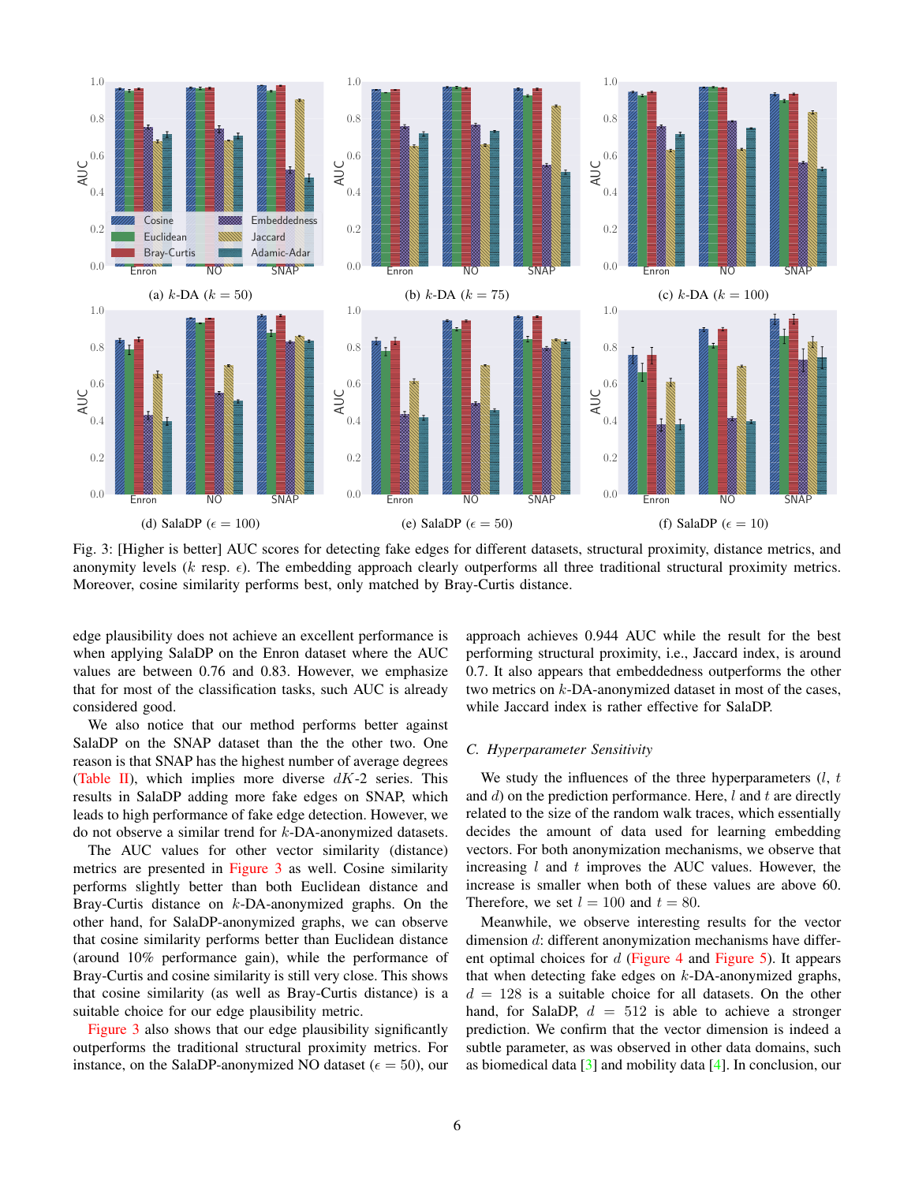Fig. 3: [Higher is better] AUC scores for detecting fake edges for different datasets, structural proximity, distance metrics, and anonymity levels ($k$ resp. $\epsilon$). The embedding approach clearly outperforms all three traditional structural proximity metrics. Moreover, cosine similarity performs best, only matched by Bray-Curtis distance.

(a) $k$-DA ($k = 50$) (b) $k$-DA ($k = 75$) (c) $k$-DA ($k = 100$) (d) SalaDP ($\epsilon = 100$) (e) SalaDP ($\epsilon = 50$) (f) SalaDP ($\epsilon = 10$)

edge plausibility does not achieve an excellent performance is when applying SalaDP on the Enron dataset where the AUC values are between 0.76 and 0.83. However, we emphasize that for most of the classification tasks, such AUC is already considered good.

We also notice that our method performs better against SalaDP on the SNAP dataset than the the other two. One reason is that SNAP has the highest number of average degrees (Table II), which implies more diverse $dK$-2 series. This results in SalaDP adding more fake edges on SNAP, which leads to high performance of fake edge detection. However, we do not observe a similar trend for $k$-DA-anonymized datasets.

The AUC values for other vector similarity (distance) metrics are presented in Figure 3 as well. Cosine similarity performs slightly better than both Euclidean distance and Bray-Curtis distance on $k$-DA-anonymized graphs. On the other hand, for SalaDP-anonymized graphs, we can observe that cosine similarity performs better than Euclidean distance (around 10% performance gain), while the performance of Bray-Curtis and cosine similarity is still very close. This shows that cosine similarity (as well as Bray-Curtis distance) is a suitable choice for our edge plausibility metric.

Figure 3 also shows that our edge plausibility significantly outperforms the traditional structural proximity metrics. For instance, on the SalaDP-anonymized NO dataset ($\epsilon = 50$), our approach achieves 0.944 AUC while the result for the best performing structural proximity, i.e., Jaccard index, is around 0.7. It also appears that embeddedness outperforms the other two metrics on $k$-DA-anonymized dataset in most of the cases, while Jaccard index is rather effective for SalaDP.

## C. Hyperparameter Sensitivity

We study the influences of the three hyperparameters ($l$, $t$ and $d$) on the prediction performance. Here, $l$ and $t$ are directly related to the size of the random walk traces, which essentially decides the amount of data used for learning embedding vectors. For both anonymization mechanisms, we observe that increasing $l$ and $t$ improves the AUC values. However, the increase is smaller when both of these values are above 60. Therefore, we set $l = 100$ and $t = 80$.

Meanwhile, we observe interesting results for the vector dimension $d$: different anonymization mechanisms have different optimal choices for $d$ (Figure 4 and Figure 5). It appears that when detecting fake edges on $k$-DA-anonymized graphs, $d = 128$ is a suitable choice for all datasets. On the other hand, for SalaDP, $d = 512$ is able to achieve a stronger prediction. We confirm that the vector dimension is indeed a subtle parameter, as was observed in other data domains, such as biomedical data [3] and mobility data [4]. In conclusion, our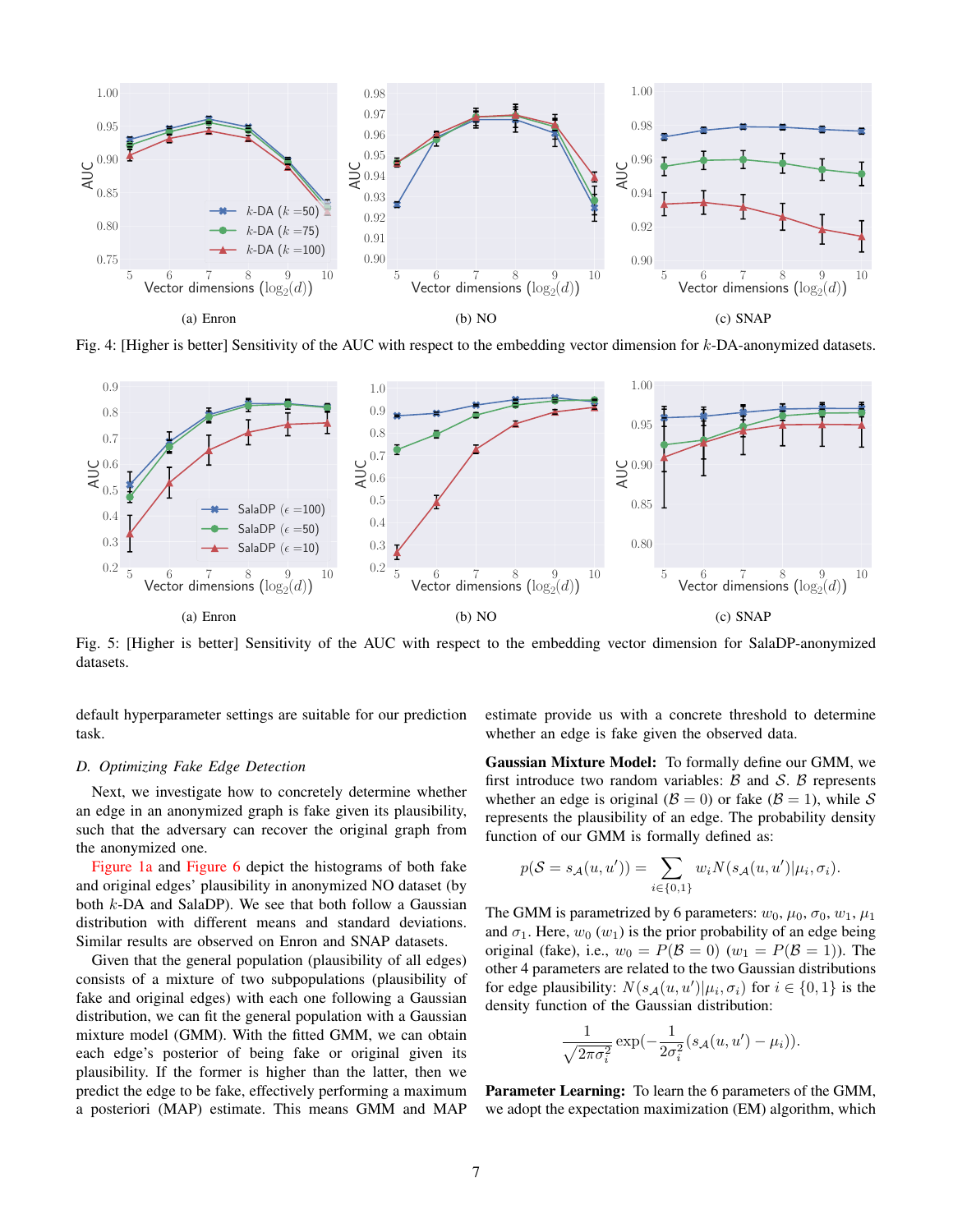(a) Enron

(b) NO

(c) SNAP

Fig. 4: [Higher is better] Sensitivity of the AUC with respect to the embedding vector dimension for $k$-DA-anonymized datasets.

(a) Enron

(b) NO

(c) SNAP

Fig. 5: [Higher is better] Sensitivity of the AUC with respect to the embedding vector dimension for SalaDP-anonymized datasets.

default hyperparameter settings are suitable for our prediction task.

### D. *Optimizing Fake Edge Detection*

Next, we investigate how to concretely determine whether an edge in an anonymized graph is fake given its plausibility, such that the adversary can recover the original graph from the anonymized one.

Figure 1a and Figure 6 depict the histograms of both fake and original edges' plausibility in anonymized NO dataset (by both $k$-DA and SalaDP). We see that both follow a Gaussian distribution with different means and standard deviations. Similar results are observed on Enron and SNAP datasets.

Given that the general population (plausibility of all edges) consists of a mixture of two subpopulations (plausibility of fake and original edges) with each one following a Gaussian distribution, we can fit the general population with a Gaussian mixture model (GMM). With the fitted GMM, we can obtain each edge's posterior of being fake or original given its plausibility. If the former is higher than the latter, then we predict the edge to be fake, effectively performing a maximum a posteriori (MAP) estimate. This means GMM and MAP estimate provide us with a concrete threshold to determine whether an edge is fake given the observed data.

**Gaussian Mixture Model:** To formally define our GMM, we first introduce two random variables: $\mathcal{B}$ and $\mathcal{S}$. $\mathcal{B}$ represents whether an edge is original ($\mathcal{B} = 0$) or fake ($\mathcal{B} = 1$), while $\mathcal{S}$ represents the plausibility of an edge. The probability density function of our GMM is formally defined as:

$$p(\mathcal{S} = s_{\mathcal{A}}(u, u')) = \sum_{i \in \{0,1\}} w_i N(s_{\mathcal{A}}(u, u')|\mu_i, \sigma_i).$$

The GMM is parametrized by 6 parameters: $w_0$, $\mu_0$, $\sigma_0$, $w_1$, $\mu_1$ and $\sigma_1$. Here, $w_0$ ($w_1$) is the prior probability of an edge being original (fake), i.e., $w_0 = P(\mathcal{B} = 0)$ ($w_1 = P(\mathcal{B} = 1)$). The other 4 parameters are related to the two Gaussian distributions for edge plausibility: $N(s_{\mathcal{A}}(u, u')|\mu_i, \sigma_i)$ for $i \in \{0, 1\}$ is the density function of the Gaussian distribution:

$$\frac{1}{\sqrt{2\pi\sigma_i^2}} \exp(-\frac{1}{2\sigma_i^2}(s_{\mathcal{A}}(u, u') - \mu_i)).$$

**Parameter Learning:** To learn the 6 parameters of the GMM, we adopt the expectation maximization (EM) algorithm, which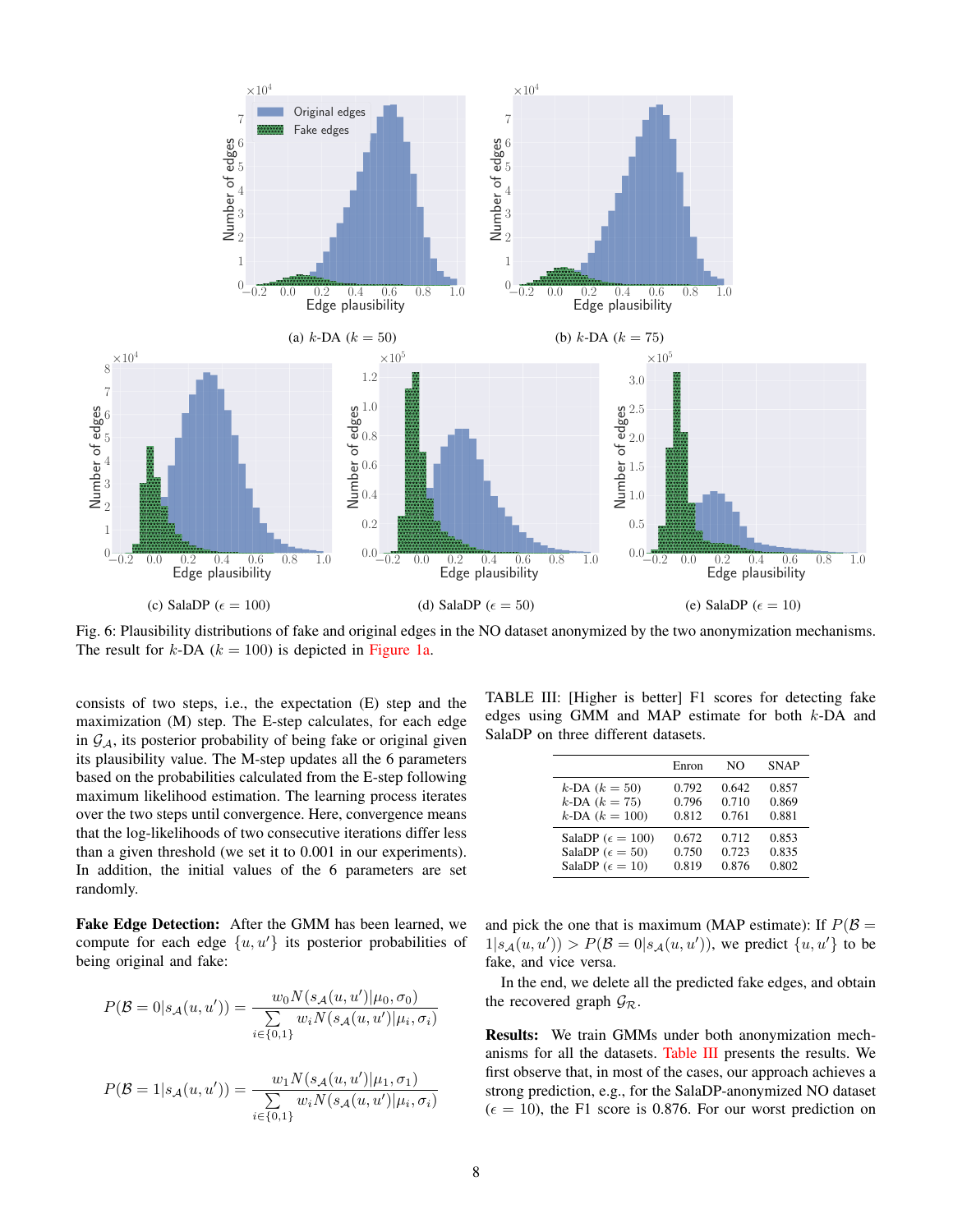(a) $k$-DA ($k = 50$)

(b) $k$-DA ($k = 75$)

(c) SalaDP ($\epsilon = 100$)

(d) SalaDP ($\epsilon = 50$)

(e) SalaDP ($\epsilon = 10$)

Fig. 6: Plausibility distributions of fake and original edges in the NO dataset anonymized by the two anonymization mechanisms. The result for $k$-DA ($k = 100$) is depicted in Figure 1a.

consists of two steps, i.e., the expectation (E) step and the maximization (M) step. The E-step calculates, for each edge in $\mathcal{G}_{\mathcal{A}}$, its posterior probability of being fake or original given its plausibility value. The M-step updates all the 6 parameters based on the probabilities calculated from the E-step following maximum likelihood estimation. The learning process iterates over the two steps until convergence. Here, convergence means that the log-likelihoods of two consecutive iterations differ less than a given threshold (we set it to 0.001 in our experiments). In addition, the initial values of the 6 parameters are set randomly.

**Fake Edge Detection:** After the GMM has been learned, we compute for each edge $\{u, u'\}$ its posterior probabilities of being original and fake:

$$P(\mathcal{B} = 0 | s_{\mathcal{A}}(u, u')) = \frac{w_0 N(s_{\mathcal{A}}(u, u') | \mu_0, \sigma_0)}{\sum\limits_{i \in \{0,1\}} w_i N(s_{\mathcal{A}}(u, u') | \mu_i, \sigma_i)}$$

$$P(\mathcal{B} = 1 | s_{\mathcal{A}}(u, u')) = \frac{w_1 N(s_{\mathcal{A}}(u, u') | \mu_1, \sigma_1)}{\sum\limits_{i \in \{0,1\}} w_i N(s_{\mathcal{A}}(u, u') | \mu_i, \sigma_i)}$$

and pick the one that is maximum (MAP estimate): If $P(\mathcal{B} = 1 | s_{\mathcal{A}}(u, u')) > P(\mathcal{B} = 0 | s_{\mathcal{A}}(u, u'))$, we predict $\{u, u'\}$ to be fake, and vice versa.

In the end, we delete all the predicted fake edges, and obtain the recovered graph $\mathcal{G}_{\mathcal{R}}$.

TABLE III: [Higher is better] F1 scores for detecting fake edges using GMM and MAP estimate for both $k$-DA and SalaDP on three different datasets.

| | Enron | NO | SNAP |
|---|---|---|---|
| $k$-DA ($k = 50$) | 0.792 | 0.642 | 0.857 |
| $k$-DA ($k = 75$) | 0.796 | 0.710 | 0.869 |
| $k$-DA ($k = 100$) | 0.812 | 0.761 | 0.881 |
| SalaDP ($\epsilon = 100$) | 0.672 | 0.712 | 0.853 |
| SalaDP ($\epsilon = 50$) | 0.750 | 0.723 | 0.835 |
| SalaDP ($\epsilon = 10$) | 0.819 | 0.876 | 0.802 |

**Results:** We train GMMs under both anonymization mechanisms for all the datasets. Table III presents the results. We first observe that, in most of the cases, our approach achieves a strong prediction, e.g., for the SalaDP-anonymized NO dataset ($\epsilon = 10$), the F1 score is 0.876. For our worst prediction on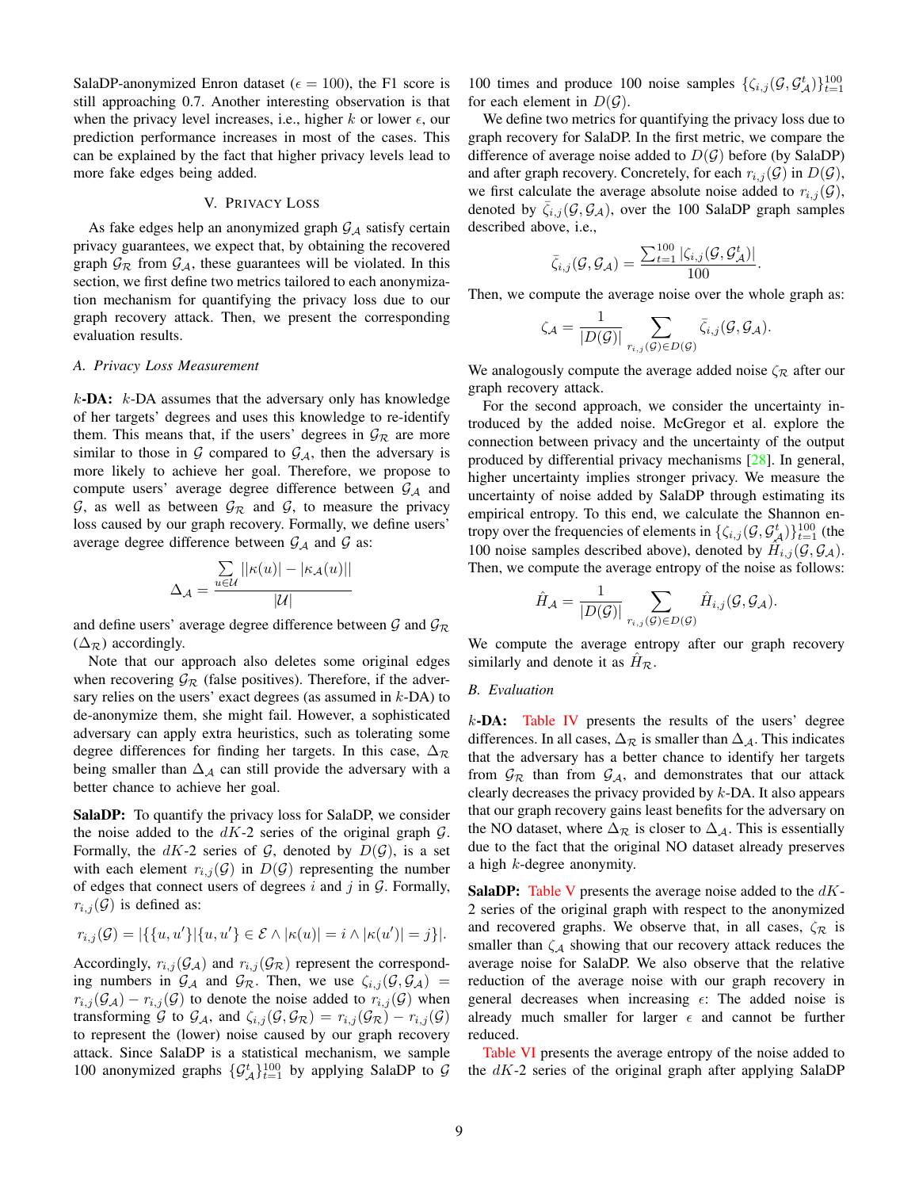SalaDP-anonymized Enron dataset ($\epsilon = 100$), the F1 score is still approaching 0.7. Another interesting observation is that when the privacy level increases, i.e., higher $k$ or lower $\epsilon$, our prediction performance increases in most of the cases. This can be explained by the fact that higher privacy levels lead to more fake edges being added.

## V. Privacy Loss

As fake edges help an anonymized graph $\mathcal{G}_\mathcal{A}$ satisfy certain privacy guarantees, we expect that, by obtaining the recovered graph $\mathcal{G}_\mathcal{R}$ from $\mathcal{G}_\mathcal{A}$, these guarantees will be violated. In this section, we first define two metrics tailored to each anonymization mechanism for quantifying the privacy loss due to our graph recovery attack. Then, we present the corresponding evaluation results.

### A. Privacy Loss Measurement

**$k$-DA:** $k$-DA assumes that the adversary only has knowledge of her targets' degrees and uses this knowledge to re-identify them. This means that, if the users' degrees in $\mathcal{G}_\mathcal{R}$ are more similar to those in $\mathcal{G}$ compared to $\mathcal{G}_\mathcal{A}$, then the adversary is more likely to achieve her goal. Therefore, we propose to compute users' average degree difference between $\mathcal{G}_\mathcal{A}$ and $\mathcal{G}$, as well as between $\mathcal{G}_\mathcal{R}$ and $\mathcal{G}$, to measure the privacy loss caused by our graph recovery. Formally, we define users' average degree difference between $\mathcal{G}_\mathcal{A}$ and $\mathcal{G}$ as:

$$\Delta_\mathcal{A} = \frac{\sum_{u \in \mathcal{U}} ||\kappa(u)| - |\kappa_\mathcal{A}(u)||}{|\mathcal{U}|}$$

and define users' average degree difference between $\mathcal{G}$ and $\mathcal{G}_\mathcal{R}$ ($\Delta_\mathcal{R}$) accordingly.

Note that our approach also deletes some original edges when recovering $\mathcal{G}_\mathcal{R}$ (false positives). Therefore, if the adversary relies on the users' exact degrees (as assumed in $k$-DA) to de-anonymize them, she might fail. However, a sophisticated adversary can apply extra heuristics, such as tolerating some degree differences for finding her targets. In this case, $\Delta_\mathcal{R}$ being smaller than $\Delta_\mathcal{A}$ can still provide the adversary with a better chance to achieve her goal.

**SalaDP:** To quantify the privacy loss for SalaDP, we consider the noise added to the $dK$-2 series of the original graph $\mathcal{G}$. Formally, the $dK$-2 series of $\mathcal{G}$, denoted by $D(\mathcal{G})$, is a set with each element $r_{i,j}(\mathcal{G})$ in $D(\mathcal{G})$ representing the number of edges that connect users of degrees $i$ and $j$ in $\mathcal{G}$. Formally, $r_{i,j}(\mathcal{G})$ is defined as:

$$r_{i,j}(\mathcal{G}) = |\{\{u, u'\} | \{u, u'\} \in \mathcal{E} \wedge |\kappa(u)| = i \wedge |\kappa(u')| = j\}|.$$

Accordingly, $r_{i,j}(\mathcal{G}_\mathcal{A})$ and $r_{i,j}(\mathcal{G}_\mathcal{R})$ represent the corresponding numbers in $\mathcal{G}_\mathcal{A}$ and $\mathcal{G}_\mathcal{R}$. Then, we use $\zeta_{i,j}(\mathcal{G}, \mathcal{G}_\mathcal{A}) = r_{i,j}(\mathcal{G}_\mathcal{A}) - r_{i,j}(\mathcal{G})$ to denote the noise added to $r_{i,j}(\mathcal{G})$ when transforming $\mathcal{G}$ to $\mathcal{G}_\mathcal{A}$, and $\zeta_{i,j}(\mathcal{G}, \mathcal{G}_\mathcal{R}) = r_{i,j}(\mathcal{G}_\mathcal{R}) - r_{i,j}(\mathcal{G})$ to represent the (lower) noise caused by our graph recovery attack. Since SalaDP is a statistical mechanism, we sample 100 anonymized graphs $\{\mathcal{G}_\mathcal{A}^t\}_{t=1}^{100}$ by applying SalaDP to $\mathcal{G}$ 100 times and produce 100 noise samples $\{\zeta_{i,j}(\mathcal{G}, \mathcal{G}_\mathcal{A}^t)\}_{t=1}^{100}$ for each element in $D(\mathcal{G})$.

We define two metrics for quantifying the privacy loss due to graph recovery for SalaDP. In the first metric, we compare the difference of average noise added to $D(\mathcal{G})$ before (by SalaDP) and after graph recovery. Concretely, for each $r_{i,j}(\mathcal{G})$ in $D(\mathcal{G})$, we first calculate the average absolute noise added to $r_{i,j}(\mathcal{G})$, denoted by $\bar{\zeta}_{i,j}(\mathcal{G}, \mathcal{G}_\mathcal{A})$, over the 100 SalaDP graph samples described above, i.e.,

$$\bar{\zeta}_{i,j}(\mathcal{G}, \mathcal{G}_\mathcal{A}) = \frac{\sum_{t=1}^{100} |\zeta_{i,j}(\mathcal{G}, \mathcal{G}_\mathcal{A}^t)|}{100}.$$

Then, we compute the average noise over the whole graph as:

$$\zeta_\mathcal{A} = \frac{1}{|D(\mathcal{G})|} \sum_{r_{i,j}(\mathcal{G}) \in D(\mathcal{G})} \bar{\zeta}_{i,j}(\mathcal{G}, \mathcal{G}_\mathcal{A}).$$

We analogously compute the average added noise $\zeta_\mathcal{R}$ after our graph recovery attack.

For the second approach, we consider the uncertainty introduced by the added noise. McGregor et al. explore the connection between privacy and the uncertainty of the output produced by differential privacy mechanisms [28]. In general, higher uncertainty implies stronger privacy. We measure the uncertainty of noise added by SalaDP through estimating its empirical entropy. To this end, we calculate the Shannon entropy over the frequencies of elements in $\{\zeta_{i,j}(\mathcal{G}, \mathcal{G}_\mathcal{A}^t)\}_{t=1}^{100}$ (the 100 noise samples described above), denoted by $\hat{H}_{i,j}(\mathcal{G}, \mathcal{G}_\mathcal{A})$. Then, we compute the average entropy of the noise as follows:

$$\hat{H}_\mathcal{A} = \frac{1}{|D(\mathcal{G})|} \sum_{r_{i,j}(\mathcal{G}) \in D(\mathcal{G})} \hat{H}_{i,j}(\mathcal{G}, \mathcal{G}_\mathcal{A}).$$

We compute the average entropy after our graph recovery similarly and denote it as $\hat{H}_\mathcal{R}$.

### B. Evaluation

**$k$-DA:** Table IV presents the results of the users' degree differences. In all cases, $\Delta_\mathcal{R}$ is smaller than $\Delta_\mathcal{A}$. This indicates that the adversary has a better chance to identify her targets from $\mathcal{G}_\mathcal{R}$ than from $\mathcal{G}_\mathcal{A}$, and demonstrates that our attack clearly decreases the privacy provided by $k$-DA. It also appears that our graph recovery gains least benefits for the adversary on the NO dataset, where $\Delta_\mathcal{R}$ is closer to $\Delta_\mathcal{A}$. This is essentially due to the fact that the original NO dataset already preserves a high $k$-degree anonymity.

**SalaDP:** Table V presents the average noise added to the $dK$-2 series of the original graph with respect to the anonymized and recovered graphs. We observe that, in all cases, $\zeta_\mathcal{R}$ is smaller than $\zeta_\mathcal{A}$ showing that our recovery attack reduces the average noise for SalaDP. We also observe that the relative reduction of the average noise with our graph recovery in general decreases when increasing $\epsilon$: The added noise is already much smaller for larger $\epsilon$ and cannot be further reduced.

Table VI presents the average entropy of the noise added to the $dK$-2 series of the original graph after applying SalaDP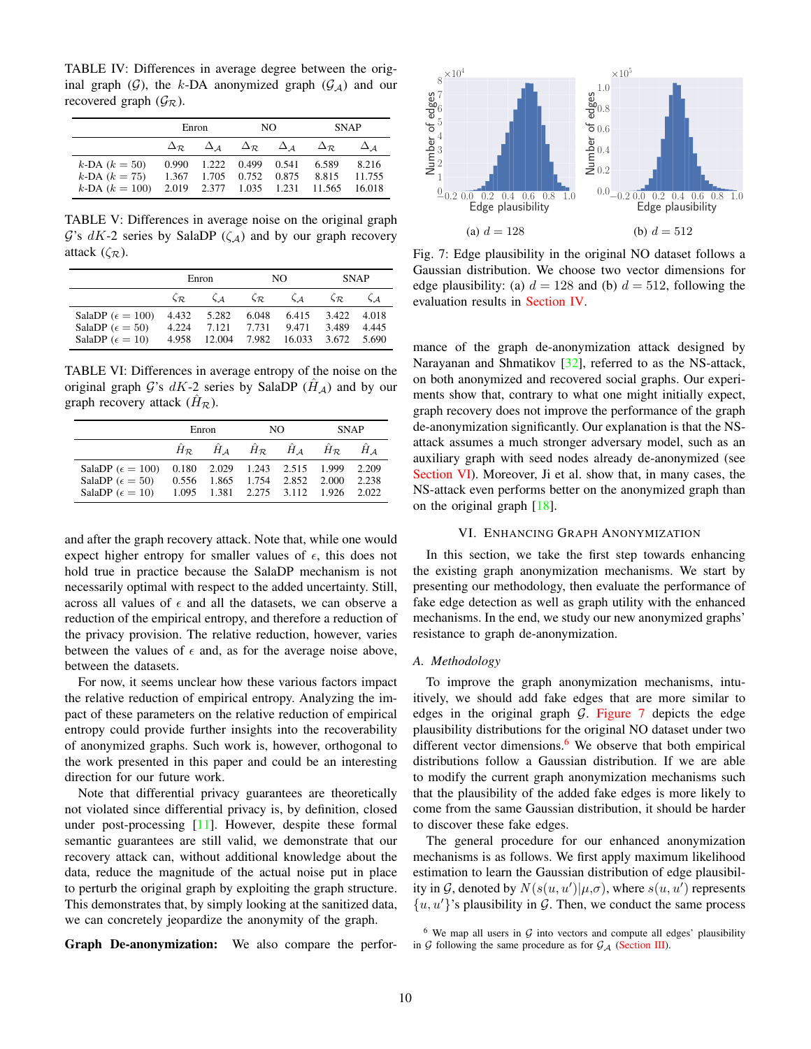TABLE IV: Differences in average degree between the original graph ($\mathcal{G}$), the $k$-DA anonymized graph ($\mathcal{G}_\mathcal{A}$) and our recovered graph ($\mathcal{G}_\mathcal{R}$).

| | Enron | | NO | | SNAP | |
|---|---|---|---|---|---|---|
| | $\Delta_\mathcal{R}$ | $\Delta_\mathcal{A}$ | $\Delta_\mathcal{R}$ | $\Delta_\mathcal{A}$ | $\Delta_\mathcal{R}$ | $\Delta_\mathcal{A}$ |
| $k$-DA ($k = 50$) | 0.990 | 1.222 | 0.499 | 0.541 | 6.589 | 8.216 |
| $k$-DA ($k = 75$) | 1.367 | 1.705 | 0.752 | 0.875 | 8.815 | 11.755 |
| $k$-DA ($k = 100$) | 2.019 | 2.377 | 1.035 | 1.231 | 11.565 | 16.018 |

TABLE V: Differences in average noise on the original graph $\mathcal{G}$'s $dK$-2 series by SalaDP ($\zeta_\mathcal{A}$) and by our graph recovery attack ($\zeta_\mathcal{R}$).

| | Enron | | NO | | SNAP | |
|---|---|---|---|---|---|---|
| | $\zeta_\mathcal{R}$ | $\zeta_\mathcal{A}$ | $\zeta_\mathcal{R}$ | $\zeta_\mathcal{A}$ | $\zeta_\mathcal{R}$ | $\zeta_\mathcal{A}$ |
| SalaDP ($\epsilon = 100$) | 4.432 | 5.282 | 6.048 | 6.415 | 3.422 | 4.018 |
| SalaDP ($\epsilon = 50$) | 4.224 | 7.121 | 7.731 | 9.471 | 3.489 | 4.445 |
| SalaDP ($\epsilon = 10$) | 4.958 | 12.004 | 7.982 | 16.033 | 3.672 | 5.690 |

TABLE VI: Differences in average entropy of the noise on the original graph $\mathcal{G}$'s $dK$-2 series by SalaDP ($\hat{H}_\mathcal{A}$) and by our graph recovery attack ($\hat{H}_\mathcal{R}$).

| | Enron | | NO | | SNAP | |
|---|---|---|---|---|---|---|
| | $\hat{H}_\mathcal{R}$ | $\hat{H}_\mathcal{A}$ | $\hat{H}_\mathcal{R}$ | $\hat{H}_\mathcal{A}$ | $\hat{H}_\mathcal{R}$ | $\hat{H}_\mathcal{A}$ |
| SalaDP ($\epsilon = 100$) | 0.180 | 2.029 | 1.243 | 2.515 | 1.999 | 2.209 |
| SalaDP ($\epsilon = 50$) | 0.556 | 1.865 | 1.754 | 2.852 | 2.000 | 2.238 |
| SalaDP ($\epsilon = 10$) | 1.095 | 1.381 | 2.275 | 3.112 | 1.926 | 2.022 |

and after the graph recovery attack. Note that, while one would expect higher entropy for smaller values of $\epsilon$, this does not hold true in practice because the SalaDP mechanism is not necessarily optimal with respect to the added uncertainty. Still, across all values of $\epsilon$ and all the datasets, we can observe a reduction of the empirical entropy, and therefore a reduction of the privacy provision. The relative reduction, however, varies between the values of $\epsilon$ and, as for the average noise above, between the datasets.

For now, it seems unclear how these various factors impact the relative reduction of empirical entropy. Analyzing the impact of these parameters on the relative reduction of empirical entropy could provide further insights into the recoverability of anonymized graphs. Such work is, however, orthogonal to the work presented in this paper and could be an interesting direction for our future work.

Note that differential privacy guarantees are theoretically not violated since differential privacy is, by definition, closed under post-processing [11]. However, despite these formal semantic guarantees are still valid, we demonstrate that our recovery attack can, without additional knowledge about the data, reduce the magnitude of the actual noise put in place to perturb the original graph by exploiting the graph structure. This demonstrates that, by simply looking at the sanitized data, we can concretely jeopardize the anonymity of the graph.

**Graph De-anonymization:** We also compare the performance of the graph de-anonymization attack designed by Narayanan and Shmatikov [32], referred to as the NS-attack, on both anonymized and recovered social graphs. Our experiments show that, contrary to what one might initially expect, graph recovery does not improve the performance of the graph de-anonymization significantly. Our explanation is that the NS-attack assumes a much stronger adversary model, such as an auxiliary graph with seed nodes already de-anonymized (see Section VI). Moreover, Ji et al. show that, in many cases, the NS-attack even performs better on the anonymized graph than on the original graph [18].

Fig. 7: Edge plausibility in the original NO dataset follows a Gaussian distribution. We choose two vector dimensions for edge plausibility: (a) $d = 128$ and (b) $d = 512$, following the evaluation results in Section IV.

## VI. Enhancing Graph Anonymization

In this section, we take the first step towards enhancing the existing graph anonymization mechanisms. We start by presenting our methodology, then evaluate the performance of fake edge detection as well as graph utility with the enhanced mechanisms. In the end, we study our new anonymized graphs' resistance to graph de-anonymization.

### A. Methodology

To improve the graph anonymization mechanisms, intuitively, we should add fake edges that are more similar to edges in the original graph $\mathcal{G}$. Figure 7 depicts the edge plausibility distributions for the original NO dataset under two different vector dimensions.[6] We observe that both empirical distributions follow a Gaussian distribution. If we are able to modify the current graph anonymization mechanisms such that the plausibility of the added fake edges is more likely to come from the same Gaussian distribution, it should be harder to discover these fake edges.

The general procedure for our enhanced anonymization mechanisms is as follows. We first apply maximum likelihood estimation to learn the Gaussian distribution of edge plausibility in $\mathcal{G}$, denoted by $N(s(u, u')|\mu,\sigma)$, where $s(u, u')$ represents $\{u, u'\}$'s plausibility in $\mathcal{G}$. Then, we conduct the same process

[6] We map all users in $\mathcal{G}$ into vectors and compute all edges' plausibility in $\mathcal{G}$ following the same procedure as for $\mathcal{G}_\mathcal{A}$ (Section III).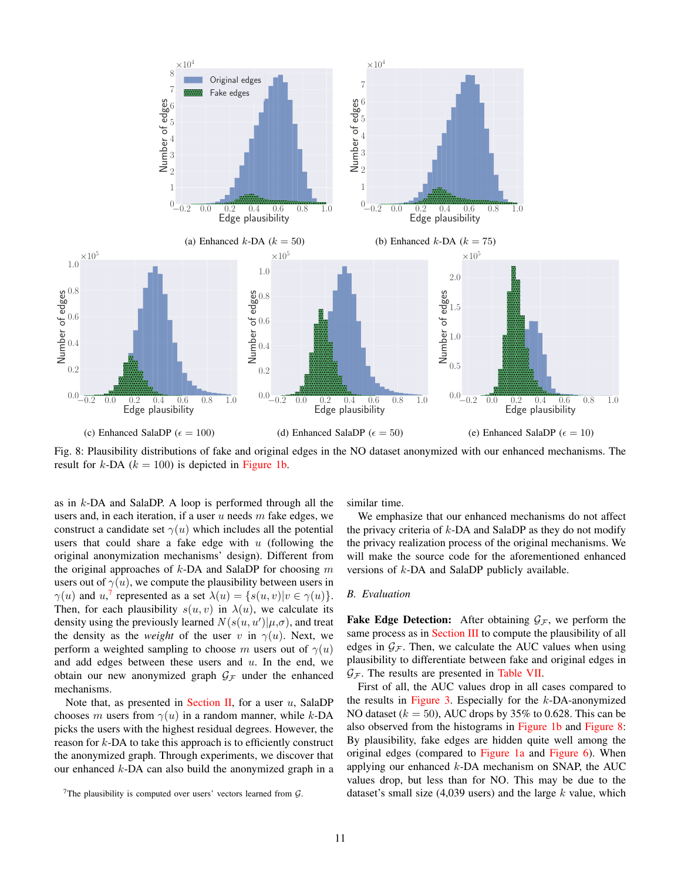(a) Enhanced $k$-DA ($k = 50$)

(b) Enhanced $k$-DA ($k = 75$)

(c) Enhanced SalaDP ($\epsilon = 100$)

(d) Enhanced SalaDP ($\epsilon = 50$)

(e) Enhanced SalaDP ($\epsilon = 10$)

Fig. 8: Plausibility distributions of fake and original edges in the NO dataset anonymized with our enhanced mechanisms. The result for $k$-DA ($k = 100$) is depicted in Figure 1b.

as in $k$-DA and SalaDP. A loop is performed through all the users and, in each iteration, if a user $u$ needs $m$ fake edges, we construct a candidate set $\gamma(u)$ which includes all the potential users that could share a fake edge with $u$ (following the original anonymization mechanisms' design). Different from the original approaches of $k$-DA and SalaDP for choosing $m$ users out of $\gamma(u)$, we compute the plausibility between users in $\gamma(u)$ and $u$,[7] represented as a set $\lambda(u) = \{s(u, v)|v \in \gamma(u)\}$. Then, for each plausibility $s(u, v)$ in $\lambda(u)$, we calculate its density using the previously learned $N(s(u, u')|\mu, \sigma)$, and treat the density as the *weight* of the user $v$ in $\gamma(u)$. Next, we perform a weighted sampling to choose $m$ users out of $\gamma(u)$ and add edges between these users and $u$. In the end, we obtain our new anonymized graph $\mathcal{G}_{\mathcal{F}}$ under the enhanced mechanisms.

Note that, as presented in Section II, for a user $u$, SalaDP chooses $m$ users from $\gamma(u)$ in a random manner, while $k$-DA picks the users with the highest residual degrees. However, the reason for $k$-DA to take this approach is to efficiently construct the anonymized graph. Through experiments, we discover that our enhanced $k$-DA can also build the anonymized graph in a similar time.

[7] The plausibility is computed over users' vectors learned from $\mathcal{G}$.

We emphasize that our enhanced mechanisms do not affect the privacy criteria of $k$-DA and SalaDP as they do not modify the privacy realization process of the original mechanisms. We will make the source code for the aforementioned enhanced versions of $k$-DA and SalaDP publicly available.

## B. Evaluation

**Fake Edge Detection:** After obtaining $\mathcal{G}_{\mathcal{F}}$, we perform the same process as in Section III to compute the plausibility of all edges in $\mathcal{G}_{\mathcal{F}}$. Then, we calculate the AUC values when using plausibility to differentiate between fake and original edges in $\mathcal{G}_{\mathcal{F}}$. The results are presented in Table VII.

First of all, the AUC values drop in all cases compared to the results in Figure 3. Especially for the $k$-DA-anonymized NO dataset ($k = 50$), AUC drops by 35% to 0.628. This can be also observed from the histograms in Figure 1b and Figure 8: By plausibility, fake edges are hidden quite well among the original edges (compared to Figure 1a and Figure 6). When applying our enhanced $k$-DA mechanism on SNAP, the AUC values drop, but less than for NO. This may be due to the dataset's small size (4,039 users) and the large $k$ value, which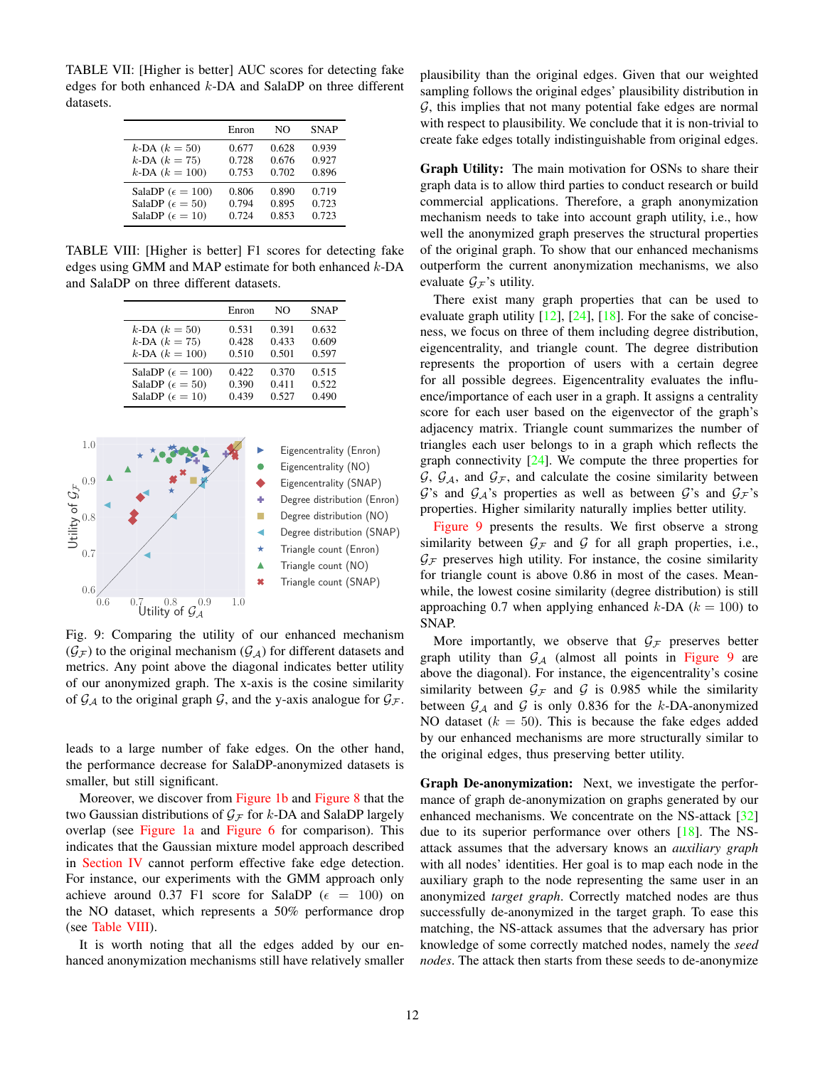TABLE VII: [Higher is better] AUC scores for detecting fake edges for both enhanced $k$-DA and SalaDP on three different datasets.

| | Enron | NO | SNAP |
|---|---|---|---|
| $k$-DA ($k = 50$) | 0.677 | 0.628 | 0.939 |
| $k$-DA ($k = 75$) | 0.728 | 0.676 | 0.927 |
| $k$-DA ($k = 100$) | 0.753 | 0.702 | 0.896 |
| SalaDP ($\epsilon = 100$) | 0.806 | 0.890 | 0.719 |
| SalaDP ($\epsilon = 50$) | 0.794 | 0.895 | 0.723 |
| SalaDP ($\epsilon = 10$) | 0.724 | 0.853 | 0.723 |

TABLE VIII: [Higher is better] F1 scores for detecting fake edges using GMM and MAP estimate for both enhanced $k$-DA and SalaDP on three different datasets.

| | Enron | NO | SNAP |
|---|---|---|---|
| $k$-DA ($k = 50$) | 0.531 | 0.391 | 0.632 |
| $k$-DA ($k = 75$) | 0.428 | 0.433 | 0.609 |
| $k$-DA ($k = 100$) | 0.510 | 0.501 | 0.597 |
| SalaDP ($\epsilon = 100$) | 0.422 | 0.370 | 0.515 |
| SalaDP ($\epsilon = 50$) | 0.390 | 0.411 | 0.522 |
| SalaDP ($\epsilon = 10$) | 0.439 | 0.527 | 0.490 |

Fig. 9: Comparing the utility of our enhanced mechanism ($\mathcal{G}_{\mathcal{F}}$) to the original mechanism ($\mathcal{G}_{\mathcal{A}}$) for different datasets and metrics. Any point above the diagonal indicates better utility of our anonymized graph. The x-axis is the cosine similarity of $\mathcal{G}_{\mathcal{A}}$ to the original graph $\mathcal{G}$, and the y-axis analogue for $\mathcal{G}_{\mathcal{F}}$.

leads to a large number of fake edges. On the other hand, the performance decrease for SalaDP-anonymized datasets is smaller, but still significant.

Moreover, we discover from Figure 1b and Figure 8 that the two Gaussian distributions of $\mathcal{G}_{\mathcal{F}}$ for $k$-DA and SalaDP largely overlap (see Figure 1a and Figure 6 for comparison). This indicates that the Gaussian mixture model approach described in Section IV cannot perform effective fake edge detection. For instance, our experiments with the GMM approach only achieve around 0.37 F1 score for SalaDP ($\epsilon = 100$) on the NO dataset, which represents a 50% performance drop (see Table VIII).

It is worth noting that all the edges added by our enhanced anonymization mechanisms still have relatively smaller plausibility than the original edges. Given that our weighted sampling follows the original edges' plausibility distribution in $\mathcal{G}$, this implies that not many potential fake edges are normal with respect to plausibility. We conclude that it is non-trivial to create fake edges totally indistinguishable from original edges.

**Graph Utility:** The main motivation for OSNs to share their graph data is to allow third parties to conduct research or build commercial applications. Therefore, a graph anonymization mechanism needs to take into account graph utility, i.e., how well the anonymized graph preserves the structural properties of the original graph. To show that our enhanced mechanisms outperform the current anonymization mechanisms, we also evaluate $\mathcal{G}_{\mathcal{F}}$'s utility.

There exist many graph properties that can be used to evaluate graph utility [12], [24], [18]. For the sake of conciseness, we focus on three of them including degree distribution, eigencentrality, and triangle count. The degree distribution represents the proportion of users with a certain degree for all possible degrees. Eigencentrality evaluates the influence/importance of each user in a graph. It assigns a centrality score for each user based on the eigenvector of the graph's adjacency matrix. Triangle count summarizes the number of triangles each user belongs to in a graph which reflects the graph connectivity [24]. We compute the three properties for $\mathcal{G}$, $\mathcal{G}_{\mathcal{A}}$, and $\mathcal{G}_{\mathcal{F}}$, and calculate the cosine similarity between $\mathcal{G}$'s and $\mathcal{G}_{\mathcal{A}}$'s properties as well as between $\mathcal{G}$'s and $\mathcal{G}_{\mathcal{F}}$'s properties. Higher similarity naturally implies better utility.

Figure 9 presents the results. We first observe a strong similarity between $\mathcal{G}_{\mathcal{F}}$ and $\mathcal{G}$ for all graph properties, i.e., $\mathcal{G}_{\mathcal{F}}$ preserves high utility. For instance, the cosine similarity for triangle count is above 0.86 in most of the cases. Meanwhile, the lowest cosine similarity (degree distribution) is still approaching 0.7 when applying enhanced $k$-DA ($k = 100$) to SNAP.

More importantly, we observe that $\mathcal{G}_{\mathcal{F}}$ preserves better graph utility than $\mathcal{G}_{\mathcal{A}}$ (almost all points in Figure 9 are above the diagonal). For instance, the eigencentrality's cosine similarity between $\mathcal{G}_{\mathcal{F}}$ and $\mathcal{G}$ is 0.985 while the similarity between $\mathcal{G}_{\mathcal{A}}$ and $\mathcal{G}$ is only 0.836 for the $k$-DA-anonymized NO dataset ($k = 50$). This is because the fake edges added by our enhanced mechanisms are more structurally similar to the original edges, thus preserving better utility.

**Graph De-anonymization:** Next, we investigate the performance of graph de-anonymization on graphs generated by our enhanced mechanisms. We concentrate on the NS-attack [32] due to its superior performance over others [18]. The NS-attack assumes that the adversary knows an *auxiliary graph* with all nodes' identities. Her goal is to map each node in the auxiliary graph to the node representing the same user in an anonymized *target graph*. Correctly matched nodes are thus successfully de-anonymized in the target graph. To ease this matching, the NS-attack assumes that the adversary has prior knowledge of some correctly matched nodes, namely the *seed nodes*. The attack then starts from these seeds to de-anonymize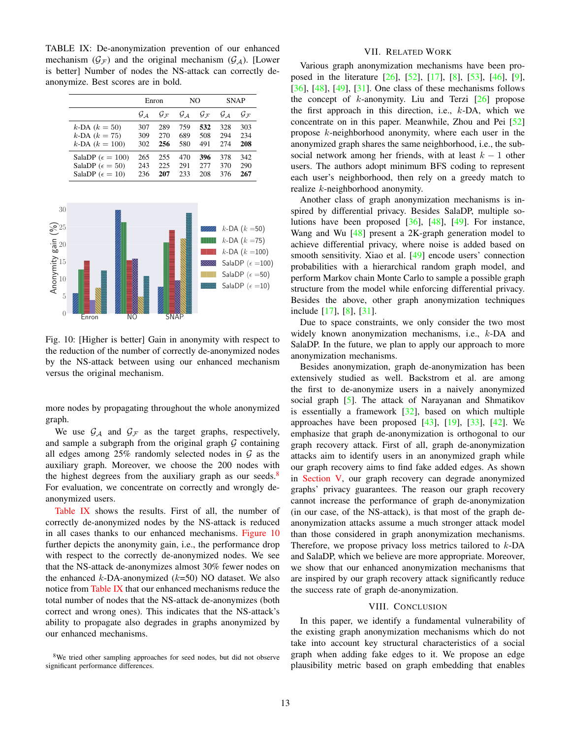TABLE IX: De-anonymization prevention of our enhanced mechanism ($\mathcal{G}_{\mathcal{F}}$) and the original mechanism ($\mathcal{G}_{\mathcal{A}}$). [Lower is better] Number of nodes the NS-attack can correctly de-anonymize. Best scores are in bold.

| | Enron | | NO | | SNAP | |
|---|---|---|---|---|---|---|
| | $\mathcal{G}_{\mathcal{A}}$ | $\mathcal{G}_{\mathcal{F}}$ | $\mathcal{G}_{\mathcal{A}}$ | $\mathcal{G}_{\mathcal{F}}$ | $\mathcal{G}_{\mathcal{A}}$ | $\mathcal{G}_{\mathcal{F}}$ |
| $k$-DA ($k = 50$) | 307 | 289 | 759 | **532** | 328 | 303 |
| $k$-DA ($k = 75$) | 309 | 270 | 689 | 508 | 294 | 234 |
| $k$-DA ($k = 100$) | 302 | **256** | 580 | 491 | 274 | **208** |
| SalaDP ($\epsilon = 100$) | 265 | 255 | 470 | **396** | 378 | 342 |
| SalaDP ($\epsilon = 50$) | 243 | 225 | 291 | 277 | 370 | 290 |
| SalaDP ($\epsilon = 10$) | 236 | **207** | 233 | 208 | 376 | **267** |

Fig. 10: [Higher is better] Gain in anonymity with respect to the reduction of the number of correctly de-anonymized nodes by the NS-attack between using our enhanced mechanism versus the original mechanism.

more nodes by propagating throughout the whole anonymized graph.

We use $\mathcal{G}_{\mathcal{A}}$ and $\mathcal{G}_{\mathcal{F}}$ as the target graphs, respectively, and sample a subgraph from the original graph $\mathcal{G}$ containing all edges among 25% randomly selected nodes in $\mathcal{G}$ as the auxiliary graph. Moreover, we choose the 200 nodes with the highest degrees from the auxiliary graph as our seeds.[8] For evaluation, we concentrate on correctly and wrongly de-anonymized users.

Table IX shows the results. First of all, the number of correctly de-anonymized nodes by the NS-attack is reduced in all cases thanks to our enhanced mechanisms. Figure 10 further depicts the anonymity gain, i.e., the performance drop with respect to the correctly de-anonymized nodes. We see that the NS-attack de-anonymizes almost 30% fewer nodes on the enhanced $k$-DA-anonymized ($k$=50) NO dataset. We also notice from Table IX that our enhanced mechanisms reduce the total number of nodes that the NS-attack de-anonymizes (both correct and wrong ones). This indicates that the NS-attack's ability to propagate also degrades in graphs anonymized by our enhanced mechanisms.

[8]We tried other sampling approaches for seed nodes, but did not observe significant performance differences.

## VII. Related Work

Various graph anonymization mechanisms have been proposed in the literature [26], [52], [17], [8], [53], [46], [9], [36], [48], [49], [31]. One class of these mechanisms follows the concept of $k$-anonymity. Liu and Terzi [26] propose the first approach in this direction, i.e., $k$-DA, which we concentrate on in this paper. Meanwhile, Zhou and Pei [52] propose $k$-neighborhood anonymity, where each user in the anonymized graph shares the same neighborhood, i.e., the sub-social network among her friends, with at least $k-1$ other users. The authors adopt minimum BFS coding to represent each user's neighborhood, then rely on a greedy match to realize $k$-neighborhood anonymity.

Another class of graph anonymization mechanisms is inspired by differential privacy. Besides SalaDP, multiple solutions have been proposed [36], [48], [49]. For instance, Wang and Wu [48] present a 2K-graph generation model to achieve differential privacy, where noise is added based on smooth sensitivity. Xiao et al. [49] encode users' connection probabilities with a hierarchical random graph model, and perform Markov chain Monte Carlo to sample a possible graph structure from the model while enforcing differential privacy. Besides the above, other graph anonymization techniques include [17], [8], [31].

Due to space constraints, we only consider the two most widely known anonymization mechanisms, i.e., $k$-DA and SalaDP. In the future, we plan to apply our approach to more anonymization mechanisms.

Besides anonymization, graph de-anonymization has been extensively studied as well. Backstrom et al. are among the first to de-anonymize users in a naively anonymized social graph [5]. The attack of Narayanan and Shmatikov is essentially a framework [32], based on which multiple approaches have been proposed [43], [19], [33], [42]. We emphasize that graph de-anonymization is orthogonal to our graph recovery attack. First of all, graph de-anonymization attacks aim to identify users in an anonymized graph while our graph recovery aims to find fake added edges. As shown in Section V, our graph recovery can degrade anonymized graphs' privacy guarantees. The reason our graph recovery cannot increase the performance of graph de-anonymization (in our case, of the NS-attack), is that most of the graph de-anonymization attacks assume a much stronger attack model than those considered in graph anonymization mechanisms. Therefore, we propose privacy loss metrics tailored to $k$-DA and SalaDP, which we believe are more appropriate. Moreover, we show that our enhanced anonymization mechanisms that are inspired by our graph recovery attack significantly reduce the success rate of graph de-anonymization.

## VIII. Conclusion

In this paper, we identify a fundamental vulnerability of the existing graph anonymization mechanisms which do not take into account key structural characteristics of a social graph when adding fake edges to it. We propose an edge plausibility metric based on graph embedding that enables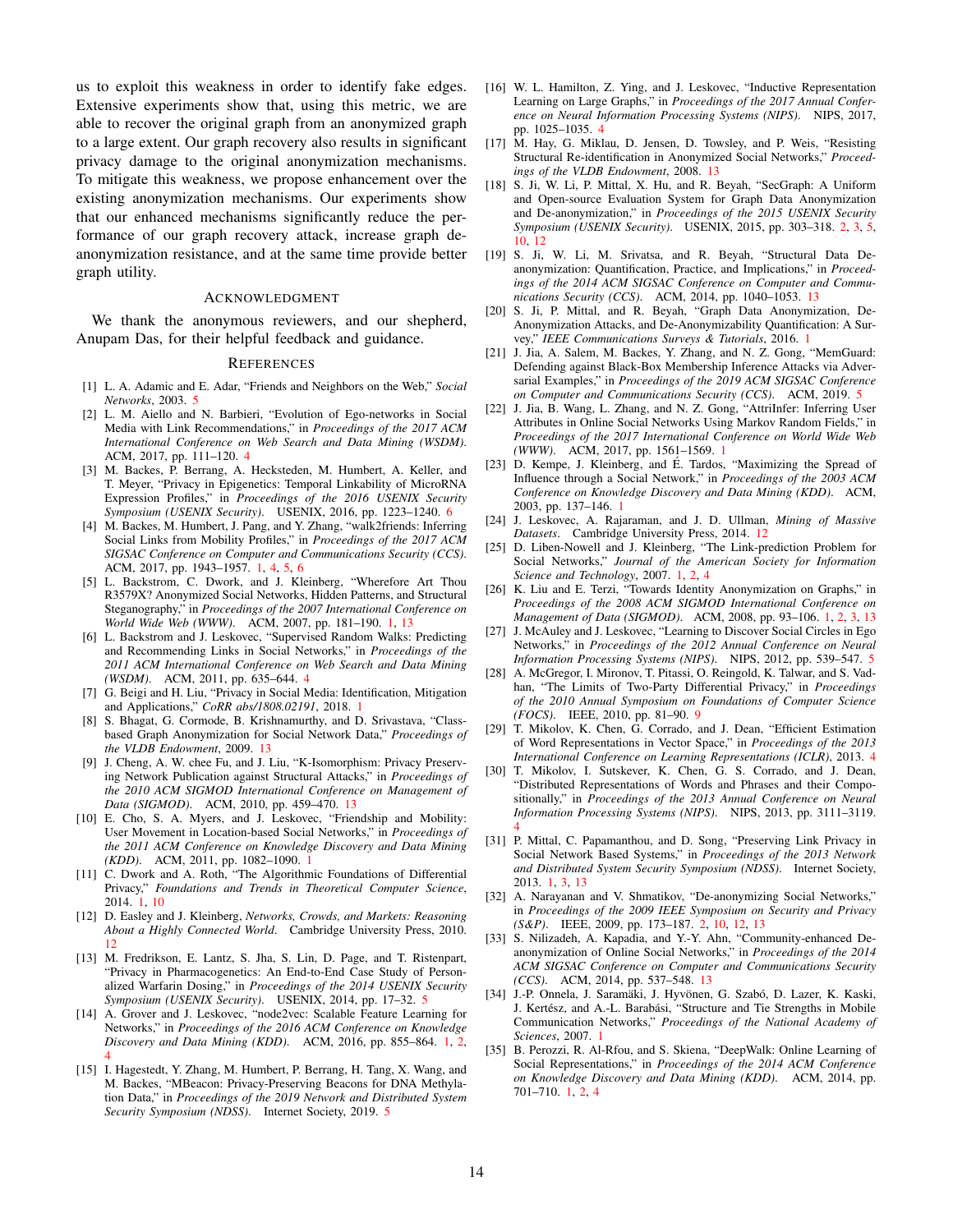us to exploit this weakness in order to identify fake edges. Extensive experiments show that, using this metric, we are able to recover the original graph from an anonymized graph to a large extent. Our graph recovery also results in significant privacy damage to the original anonymization mechanisms. To mitigate this weakness, we propose enhancement over the existing anonymization mechanisms. Our experiments show that our enhanced mechanisms significantly reduce the performance of our graph recovery attack, increase graph de-anonymization resistance, and at the same time provide better graph utility.

## Acknowledgment

We thank the anonymous reviewers, and our shepherd, Anupam Das, for their helpful feedback and guidance.

## References

[1] L. A. Adamic and E. Adar, "Friends and Neighbors on the Web," *Social Networks*, 2003. 5

[2] L. M. Aiello and N. Barbieri, "Evolution of Ego-networks in Social Media with Link Recommendations," in *Proceedings of the 2017 ACM International Conference on Web Search and Data Mining (WSDM)*. ACM, 2017, pp. 111–120. 4

[3] M. Backes, P. Berrang, A. Hecksteden, M. Humbert, A. Keller, and T. Meyer, "Privacy in Epigenetics: Temporal Linkability of MicroRNA Expression Profiles," in *Proceedings of the 2016 USENIX Security Symposium (USENIX Security)*. USENIX, 2016, pp. 1223–1240. 6

[4] M. Backes, M. Humbert, J. Pang, and Y. Zhang, "walk2friends: Inferring Social Links from Mobility Profiles," in *Proceedings of the 2017 ACM SIGSAC Conference on Computer and Communications Security (CCS)*. ACM, 2017, pp. 1943–1957. 1, 4, 5, 6

[5] L. Backstrom, C. Dwork, and J. Kleinberg, "Wherefore Art Thou R3579X? Anonymized Social Networks, Hidden Patterns, and Structural Steganography," in *Proceedings of the 2007 International Conference on World Wide Web (WWW)*. ACM, 2007, pp. 181–190. 1, 13

[6] L. Backstrom and J. Leskovec, "Supervised Random Walks: Predicting and Recommending Links in Social Networks," in *Proceedings of the 2011 ACM International Conference on Web Search and Data Mining (WSDM)*. ACM, 2011, pp. 635–644. 4

[7] G. Beigi and H. Liu, "Privacy in Social Media: Identification, Mitigation and Applications," *CoRR abs/1808.02191*, 2018. 1

[8] S. Bhagat, G. Cormode, B. Krishnamurthy, and D. Srivastava, "Class-based Graph Anonymization for Social Network Data," *Proceedings of the VLDB Endowment*, 2009. 13

[9] J. Cheng, A. W. chee Fu, and J. Liu, "K-Isomorphism: Privacy Preserving Network Publication against Structural Attacks," in *Proceedings of the 2010 ACM SIGMOD International Conference on Management of Data (SIGMOD)*. ACM, 2010, pp. 459–470. 13

[10] E. Cho, S. A. Myers, and J. Leskovec, "Friendship and Mobility: User Movement in Location-based Social Networks," in *Proceedings of the 2011 ACM Conference on Knowledge Discovery and Data Mining (KDD)*. ACM, 2011, pp. 1082–1090. 1

[11] C. Dwork and A. Roth, "The Algorithmic Foundations of Differential Privacy," *Foundations and Trends in Theoretical Computer Science*, 2014. 1, 10

[12] D. Easley and J. Kleinberg, *Networks, Crowds, and Markets: Reasoning About a Highly Connected World*. Cambridge University Press, 2010. 12

[13] M. Fredrikson, E. Lantz, S. Jha, S. Lin, D. Page, and T. Ristenpart, "Privacy in Pharmacogenetics: An End-to-End Case Study of Personalized Warfarin Dosing," in *Proceedings of the 2014 USENIX Security Symposium (USENIX Security)*. USENIX, 2014, pp. 17–32. 5

[14] A. Grover and J. Leskovec, "node2vec: Scalable Feature Learning for Networks," in *Proceedings of the 2016 ACM Conference on Knowledge Discovery and Data Mining (KDD)*. ACM, 2016, pp. 855–864. 1, 2, 4

[15] I. Hagestedt, Y. Zhang, M. Humbert, P. Berrang, H. Tang, X. Wang, and M. Backes, "MBeacon: Privacy-Preserving Beacons for DNA Methylation Data," in *Proceedings of the 2019 Network and Distributed System Security Symposium (NDSS)*. Internet Society, 2019. 5

[16] W. L. Hamilton, Z. Ying, and J. Leskovec, "Inductive Representation Learning on Large Graphs," in *Proceedings of the 2017 Annual Conference on Neural Information Processing Systems (NIPS)*. NIPS, 2017, pp. 1025–1035. 4

[17] M. Hay, G. Miklau, D. Jensen, D. Towsley, and P. Weis, "Resisting Structural Re-identification in Anonymized Social Networks," *Proceedings of the VLDB Endowment*, 2008. 13

[18] S. Ji, W. Li, P. Mittal, X. Hu, and R. Beyah, "SecGraph: A Uniform and Open-source Evaluation System for Graph Data Anonymization and De-anonymization," in *Proceedings of the 2015 USENIX Security Symposium (USENIX Security)*. USENIX, 2015, pp. 303–318. 2, 3, 5, 10, 12

[19] S. Ji, W. Li, M. Srivatsa, and R. Beyah, "Structural Data De-anonymization: Quantification, Practice, and Implications," in *Proceedings of the 2014 ACM SIGSAC Conference on Computer and Communications Security (CCS)*. ACM, 2014, pp. 1040–1053. 13

[20] S. Ji, P. Mittal, and R. Beyah, "Graph Data Anonymization, De-Anonymization Attacks, and De-Anonymizability Quantification: A Survey," *IEEE Communications Surveys & Tutorials*, 2016. 1

[21] J. Jia, A. Salem, M. Backes, Y. Zhang, and N. Z. Gong, "MemGuard: Defending against Black-Box Membership Inference Attacks via Adversarial Examples," in *Proceedings of the 2019 ACM SIGSAC Conference on Computer and Communications Security (CCS)*. ACM, 2019. 5

[22] J. Jia, B. Wang, L. Zhang, and N. Z. Gong, "AttriInfer: Inferring User Attributes in Online Social Networks Using Markov Random Fields," in *Proceedings of the 2017 International Conference on World Wide Web (WWW)*. ACM, 2017, pp. 1561–1569. 1

[23] D. Kempe, J. Kleinberg, and É. Tardos, "Maximizing the Spread of Influence through a Social Network," in *Proceedings of the 2003 ACM Conference on Knowledge Discovery and Data Mining (KDD)*. ACM, 2003, pp. 137–146. 1

[24] J. Leskovec, A. Rajaraman, and J. D. Ullman, *Mining of Massive Datasets*. Cambridge University Press, 2014. 12

[25] D. Liben-Nowell and J. Kleinberg, "The Link-prediction Problem for Social Networks," *Journal of the American Society for Information Science and Technology*, 2007. 1, 2, 4

[26] K. Liu and E. Terzi, "Towards Identity Anonymization on Graphs," in *Proceedings of the 2008 ACM SIGMOD International Conference on Management of Data (SIGMOD)*. ACM, 2008, pp. 93–106. 1, 2, 3, 13

[27] J. McAuley and J. Leskovec, "Learning to Discover Social Circles in Ego Networks," in *Proceedings of the 2012 Annual Conference on Neural Information Processing Systems (NIPS)*. NIPS, 2012, pp. 539–547. 5

[28] A. McGregor, I. Mironov, T. Pitassi, O. Reingold, K. Talwar, and S. Vadhan, "The Limits of Two-Party Differential Privacy," in *Proceedings of the 2010 Annual Symposium on Foundations of Computer Science (FOCS)*. IEEE, 2010, pp. 81–90. 9

[29] T. Mikolov, K. Chen, G. Corrado, and J. Dean, "Efficient Estimation of Word Representations in Vector Space," in *Proceedings of the 2013 International Conference on Learning Representations (ICLR)*, 2013. 4

[30] T. Mikolov, I. Sutskever, K. Chen, G. S. Corrado, and J. Dean, "Distributed Representations of Words and Phrases and their Compositionally," in *Proceedings of the 2013 Annual Conference on Neural Information Processing Systems (NIPS)*. NIPS, 2013, pp. 3111–3119. 4

[31] P. Mittal, C. Papamanthou, and D. Song, "Preserving Link Privacy in Social Network Based Systems," in *Proceedings of the 2013 Network and Distributed System Security Symposium (NDSS)*. Internet Society, 2013. 1, 3, 13

[32] A. Narayanan and V. Shmatikov, "De-anonymizing Social Networks," in *Proceedings of the 2009 IEEE Symposium on Security and Privacy (S&P)*. IEEE, 2009, pp. 173–187. 2, 10, 12, 13

[33] S. Nilizadeh, A. Kapadia, and Y.-Y. Ahn, "Community-enhanced De-anonymization of Online Social Networks," in *Proceedings of the 2014 ACM SIGSAC Conference on Computer and Communications Security (CCS)*. ACM, 2014, pp. 537–548. 13

[34] J.-P. Onnela, J. Saramäki, J. Hyvönen, G. Szabó, D. Lazer, K. Kaski, J. Kertész, and A.-L. Barabási, "Structure and Tie Strengths in Mobile Communication Networks," *Proceedings of the National Academy of Sciences*, 2007. 1

[35] B. Perozzi, R. Al-Rfou, and S. Skiena, "DeepWalk: Online Learning of Social Representations," in *Proceedings of the 2014 ACM Conference on Knowledge Discovery and Data Mining (KDD)*. ACM, 2014, pp. 701–710. 1, 2, 4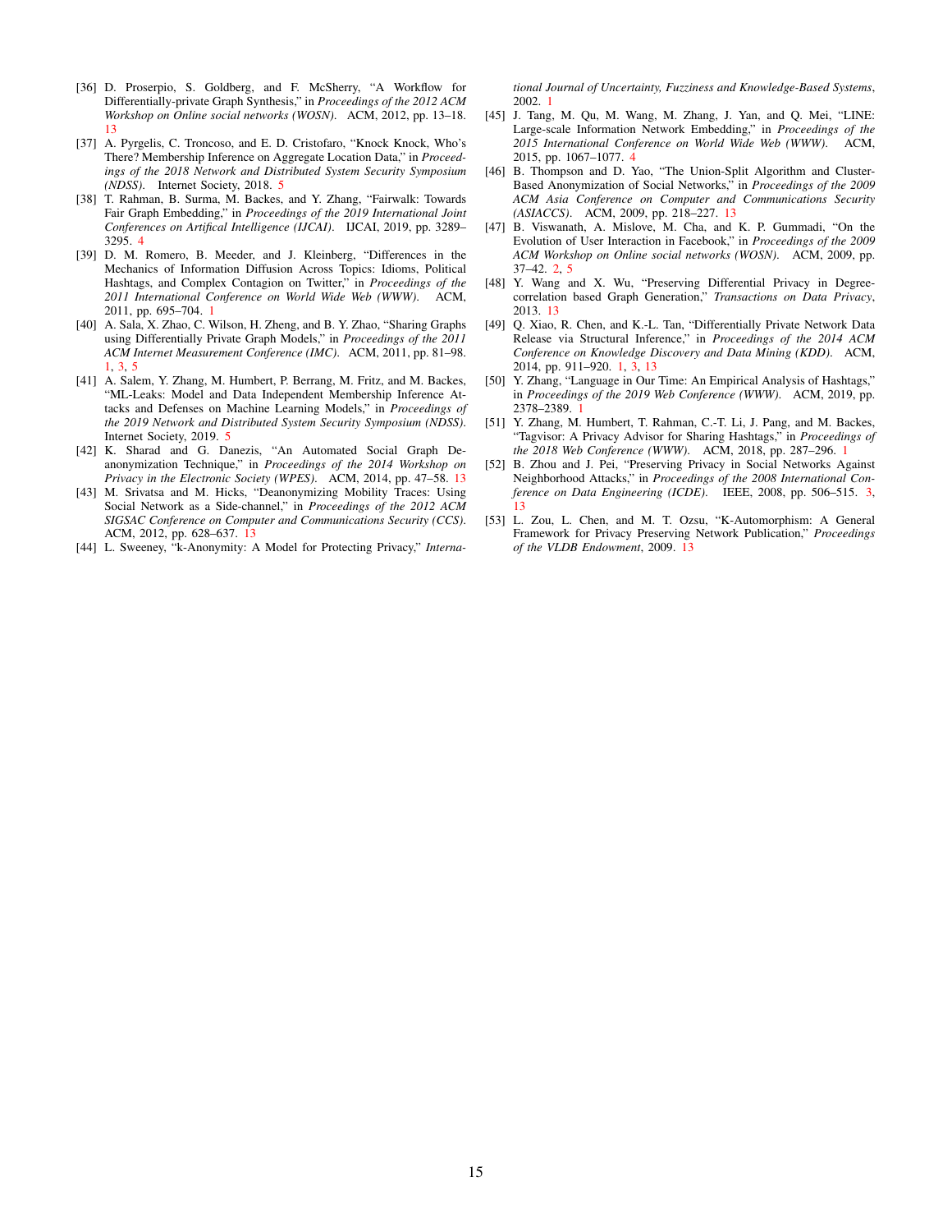[36] D. Proserpio, S. Goldberg, and F. McSherry, "A Workflow for Differentially-private Graph Synthesis," in *Proceedings of the 2012 ACM Workshop on Online social networks (WOSN)*. ACM, 2012, pp. 13–18. 13

[37] A. Pyrgelis, C. Troncoso, and E. D. Cristofaro, "Knock Knock, Who's There? Membership Inference on Aggregate Location Data," in *Proceedings of the 2018 Network and Distributed System Security Symposium (NDSS)*. Internet Society, 2018. 5

[38] T. Rahman, B. Surma, M. Backes, and Y. Zhang, "Fairwalk: Towards Fair Graph Embedding," in *Proceedings of the 2019 International Joint Conferences on Artifical Intelligence (IJCAI)*. IJCAI, 2019, pp. 3289–3295. 4

[39] D. M. Romero, B. Meeder, and J. Kleinberg, "Differences in the Mechanics of Information Diffusion Across Topics: Idioms, Political Hashtags, and Complex Contagion on Twitter," in *Proceedings of the 2011 International Conference on World Wide Web (WWW)*. ACM, 2011, pp. 695–704. 1

[40] A. Sala, X. Zhao, C. Wilson, H. Zheng, and B. Y. Zhao, "Sharing Graphs using Differentially Private Graph Models," in *Proceedings of the 2011 ACM Internet Measurement Conference (IMC)*. ACM, 2011, pp. 81–98. 1, 3, 5

[41] A. Salem, Y. Zhang, M. Humbert, P. Berrang, M. Fritz, and M. Backes, "ML-Leaks: Model and Data Independent Membership Inference Attacks and Defenses on Machine Learning Models," in *Proceedings of the 2019 Network and Distributed System Security Symposium (NDSS)*. Internet Society, 2019. 5

[42] K. Sharad and G. Danezis, "An Automated Social Graph Deanonymization Technique," in *Proceedings of the 2014 Workshop on Privacy in the Electronic Society (WPES)*. ACM, 2014, pp. 47–58. 13

[43] M. Srivatsa and M. Hicks, "Deanonymizing Mobility Traces: Using Social Network as a Side-channel," in *Proceedings of the 2012 ACM SIGSAC Conference on Computer and Communications Security (CCS)*. ACM, 2012, pp. 628–637. 13

[44] L. Sweeney, "k-Anonymity: A Model for Protecting Privacy," *International Journal of Uncertainty, Fuzziness and Knowledge-Based Systems*, 2002. 1

[45] J. Tang, M. Qu, M. Wang, M. Zhang, J. Yan, and Q. Mei, "LINE: Large-scale Information Network Embedding," in *Proceedings of the 2015 International Conference on World Wide Web (WWW)*. ACM, 2015, pp. 1067–1077. 4

[46] B. Thompson and D. Yao, "The Union-Split Algorithm and Cluster-Based Anonymization of Social Networks," in *Proceedings of the 2009 ACM Asia Conference on Computer and Communications Security (ASIACCS)*. ACM, 2009, pp. 218–227. 13

[47] B. Viswanath, A. Mislove, M. Cha, and K. P. Gummadi, "On the Evolution of User Interaction in Facebook," in *Proceedings of the 2009 ACM Workshop on Online social networks (WOSN)*. ACM, 2009, pp. 37–42. 2, 5

[48] Y. Wang and X. Wu, "Preserving Differential Privacy in Degree-correlation based Graph Generation," *Transactions on Data Privacy*, 2013. 13

[49] Q. Xiao, R. Chen, and K.-L. Tan, "Differentially Private Network Data Release via Structural Inference," in *Proceedings of the 2014 ACM Conference on Knowledge Discovery and Data Mining (KDD)*. ACM, 2014, pp. 911–920. 1, 3, 13

[50] Y. Zhang, "Language in Our Time: An Empirical Analysis of Hashtags," in *Proceedings of the 2019 Web Conference (WWW)*. ACM, 2019, pp. 2378–2389. 1

[51] Y. Zhang, M. Humbert, T. Rahman, C.-T. Li, J. Pang, and M. Backes, "Tagvisor: A Privacy Advisor for Sharing Hashtags," in *Proceedings of the 2018 Web Conference (WWW)*. ACM, 2018, pp. 287–296. 1

[52] B. Zhou and J. Pei, "Preserving Privacy in Social Networks Against Neighborhood Attacks," in *Proceedings of the 2008 International Conference on Data Engineering (ICDE)*. IEEE, 2008, pp. 506–515. 3, 13

[53] L. Zou, L. Chen, and M. T. Ozsu, "K-Automorphism: A General Framework for Privacy Preserving Network Publication," *Proceedings of the VLDB Endowment*, 2009. 13